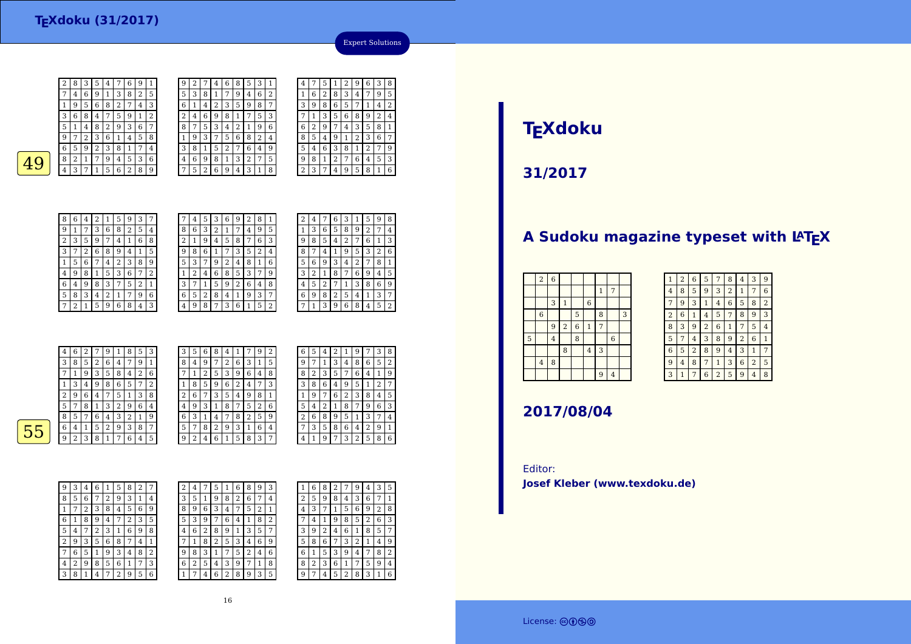# TEXdoku (31/2017)

Expert Solutions

49

| | | | | | | | | |
|---|---|---|---|---|---|---|---|---|
| 2 | 8 | 3 | 5 | 4 | 7 | 6 | 9 | 1 |
| 7 | 4 | 6 | 9 | 1 | 3 | 8 | 2 | 5 |
| 1 | 9 | 5 | 6 | 8 | 2 | 7 | 4 | 3 |
| 3 | 6 | 8 | 4 | 7 | 5 | 9 | 1 | 2 |
| 5 | 1 | 4 | 8 | 2 | 9 | 3 | 6 | 7 |
| 9 | 7 | 2 | 3 | 6 | 1 | 4 | 5 | 8 |
| 6 | 5 | 9 | 2 | 3 | 8 | 1 | 7 | 4 |
| 8 | 2 | 1 | 7 | 9 | 4 | 5 | 3 | 6 |
| 4 | 3 | 7 | 1 | 5 | 6 | 2 | 8 | 9 |

| | | | | | | | | |
|---|---|---|---|---|---|---|---|---|
| 9 | 2 | 7 | 4 | 6 | 8 | 5 | 3 | 1 |
| 5 | 3 | 8 | 1 | 7 | 9 | 4 | 6 | 2 |
| 6 | 1 | 4 | 2 | 3 | 5 | 9 | 8 | 7 |
| 2 | 4 | 6 | 9 | 8 | 1 | 7 | 5 | 3 |
| 8 | 7 | 5 | 3 | 4 | 2 | 1 | 9 | 6 |
| 1 | 9 | 3 | 7 | 5 | 6 | 8 | 2 | 4 |
| 3 | 8 | 1 | 5 | 2 | 7 | 6 | 4 | 9 |
| 4 | 6 | 9 | 8 | 1 | 3 | 2 | 7 | 5 |
| 7 | 5 | 2 | 6 | 9 | 4 | 3 | 1 | 8 |

| | | | | | | | | |
|---|---|---|---|---|---|---|---|---|
| 4 | 7 | 5 | 1 | 2 | 9 | 6 | 3 | 8 |
| 1 | 6 | 2 | 8 | 3 | 4 | 7 | 9 | 5 |
| 3 | 9 | 8 | 6 | 5 | 7 | 1 | 4 | 2 |
| 7 | 1 | 3 | 5 | 6 | 8 | 9 | 2 | 4 |
| 6 | 2 | 9 | 7 | 4 | 3 | 5 | 8 | 1 |
| 8 | 5 | 4 | 9 | 1 | 2 | 3 | 6 | 7 |
| 5 | 4 | 6 | 3 | 8 | 1 | 2 | 7 | 9 |
| 9 | 8 | 1 | 2 | 7 | 6 | 4 | 5 | 3 |
| 2 | 3 | 7 | 4 | 9 | 5 | 8 | 1 | 6 |

| | | | | | | | | |
|---|---|---|---|---|---|---|---|---|
| 8 | 6 | 4 | 2 | 1 | 5 | 9 | 3 | 7 |
| 9 | 1 | 7 | 3 | 6 | 8 | 2 | 5 | 4 |
| 2 | 3 | 5 | 9 | 7 | 4 | 1 | 6 | 8 |
| 3 | 7 | 2 | 6 | 8 | 9 | 4 | 1 | 5 |
| 1 | 5 | 6 | 7 | 4 | 2 | 3 | 8 | 9 |
| 4 | 9 | 8 | 1 | 5 | 3 | 6 | 7 | 2 |
| 6 | 4 | 9 | 8 | 3 | 7 | 5 | 2 | 1 |
| 5 | 8 | 3 | 4 | 2 | 1 | 7 | 9 | 6 |
| 7 | 2 | 1 | 5 | 9 | 6 | 8 | 4 | 3 |

| | | | | | | | | |
|---|---|---|---|---|---|---|---|---|
| 7 | 4 | 5 | 3 | 6 | 9 | 2 | 8 | 1 |
| 8 | 6 | 3 | 2 | 1 | 7 | 4 | 9 | 5 |
| 2 | 1 | 9 | 4 | 5 | 8 | 7 | 6 | 3 |
| 9 | 8 | 6 | 1 | 7 | 3 | 5 | 2 | 4 |
| 5 | 3 | 7 | 9 | 2 | 4 | 8 | 1 | 6 |
| 1 | 2 | 4 | 6 | 8 | 5 | 3 | 7 | 9 |
| 3 | 7 | 1 | 5 | 9 | 2 | 6 | 4 | 8 |
| 6 | 5 | 2 | 8 | 4 | 1 | 9 | 3 | 7 |
| 4 | 9 | 8 | 7 | 3 | 6 | 1 | 5 | 2 |

| | | | | | | | | |
|---|---|---|---|---|---|---|---|---|
| 2 | 4 | 7 | 6 | 3 | 1 | 5 | 9 | 8 |
| 1 | 3 | 6 | 5 | 8 | 9 | 2 | 7 | 4 |
| 9 | 8 | 5 | 4 | 2 | 7 | 6 | 1 | 3 |
| 8 | 7 | 4 | 1 | 9 | 5 | 3 | 2 | 6 |
| 5 | 6 | 9 | 3 | 4 | 2 | 7 | 8 | 1 |
| 3 | 2 | 1 | 8 | 7 | 6 | 9 | 4 | 5 |
| 4 | 5 | 2 | 7 | 1 | 3 | 8 | 6 | 9 |
| 6 | 9 | 8 | 2 | 5 | 4 | 1 | 3 | 7 |
| 7 | 1 | 3 | 9 | 6 | 8 | 4 | 5 | 2 |

55

| | | | | | | | | |
|---|---|---|---|---|---|---|---|---|
| 4 | 6 | 2 | 7 | 9 | 1 | 8 | 5 | 3 |
| 3 | 8 | 5 | 2 | 6 | 4 | 7 | 9 | 1 |
| 7 | 1 | 9 | 3 | 5 | 8 | 4 | 2 | 6 |
| 1 | 3 | 4 | 9 | 8 | 6 | 5 | 7 | 2 |
| 2 | 9 | 6 | 4 | 7 | 5 | 1 | 3 | 8 |
| 5 | 7 | 8 | 1 | 3 | 2 | 9 | 6 | 4 |
| 8 | 5 | 7 | 6 | 4 | 3 | 2 | 1 | 9 |
| 6 | 4 | 1 | 5 | 2 | 9 | 3 | 8 | 7 |
| 9 | 2 | 3 | 8 | 1 | 7 | 6 | 4 | 5 |

| | | | | | | | | |
|---|---|---|---|---|---|---|---|---|
| 3 | 5 | 6 | 8 | 4 | 1 | 7 | 9 | 2 |
| 8 | 4 | 9 | 7 | 2 | 6 | 3 | 1 | 5 |
| 7 | 1 | 2 | 5 | 3 | 9 | 6 | 4 | 8 |
| 1 | 8 | 5 | 9 | 6 | 2 | 4 | 7 | 3 |
| 2 | 6 | 7 | 3 | 5 | 4 | 9 | 8 | 1 |
| 4 | 9 | 3 | 1 | 8 | 7 | 5 | 2 | 6 |
| 6 | 3 | 1 | 4 | 7 | 8 | 2 | 5 | 9 |
| 5 | 7 | 8 | 2 | 9 | 3 | 1 | 6 | 4 |
| 9 | 2 | 4 | 6 | 1 | 5 | 8 | 3 | 7 |

| | | | | | | | | |
|---|---|---|---|---|---|---|---|---|
| 6 | 5 | 4 | 2 | 1 | 9 | 7 | 3 | 8 |
| 9 | 7 | 1 | 3 | 4 | 8 | 6 | 5 | 2 |
| 8 | 2 | 3 | 5 | 7 | 6 | 4 | 1 | 9 |
| 3 | 8 | 6 | 4 | 9 | 5 | 1 | 2 | 7 |
| 1 | 9 | 7 | 6 | 2 | 3 | 8 | 4 | 5 |
| 5 | 4 | 2 | 1 | 8 | 7 | 9 | 6 | 3 |
| 2 | 6 | 8 | 9 | 5 | 1 | 3 | 7 | 4 |
| 7 | 3 | 5 | 8 | 6 | 4 | 2 | 9 | 1 |
| 4 | 1 | 9 | 7 | 3 | 2 | 5 | 8 | 6 |

| | | | | | | | | |
|---|---|---|---|---|---|---|---|---|
| 9 | 3 | 4 | 6 | 1 | 5 | 8 | 2 | 7 |
| 8 | 5 | 6 | 7 | 2 | 9 | 3 | 1 | 4 |
| 1 | 7 | 2 | 3 | 8 | 4 | 5 | 6 | 9 |
| 6 | 1 | 8 | 9 | 4 | 7 | 2 | 3 | 5 |
| 5 | 4 | 7 | 2 | 3 | 1 | 6 | 9 | 8 |
| 2 | 9 | 3 | 5 | 6 | 8 | 7 | 4 | 1 |
| 7 | 6 | 5 | 1 | 9 | 3 | 4 | 8 | 2 |
| 4 | 2 | 9 | 8 | 5 | 6 | 1 | 7 | 3 |
| 3 | 8 | 1 | 4 | 7 | 2 | 9 | 5 | 6 |

| | | | | | | | | |
|---|---|---|---|---|---|---|---|---|
| 2 | 4 | 7 | 5 | 1 | 6 | 8 | 9 | 3 |
| 3 | 5 | 1 | 9 | 8 | 2 | 6 | 7 | 4 |
| 8 | 9 | 6 | 3 | 4 | 7 | 5 | 2 | 1 |
| 5 | 3 | 9 | 7 | 6 | 4 | 1 | 8 | 2 |
| 4 | 6 | 2 | 8 | 9 | 1 | 3 | 5 | 7 |
| 7 | 1 | 8 | 2 | 5 | 3 | 4 | 6 | 9 |
| 9 | 8 | 3 | 1 | 7 | 5 | 2 | 4 | 6 |
| 6 | 2 | 5 | 4 | 3 | 9 | 7 | 1 | 8 |
| 1 | 7 | 4 | 6 | 2 | 8 | 9 | 3 | 5 |

| | | | | | | | | |
|---|---|---|---|---|---|---|---|---|
| 1 | 6 | 8 | 2 | 7 | 9 | 4 | 3 | 5 |
| 2 | 5 | 9 | 8 | 4 | 3 | 6 | 7 | 1 |
| 4 | 3 | 7 | 1 | 5 | 6 | 9 | 2 | 8 |
| 7 | 4 | 1 | 9 | 8 | 5 | 2 | 6 | 3 |
| 3 | 9 | 2 | 4 | 6 | 1 | 8 | 5 | 7 |
| 5 | 8 | 6 | 7 | 3 | 2 | 1 | 4 | 9 |
| 6 | 1 | 5 | 3 | 9 | 4 | 7 | 8 | 2 |
| 8 | 2 | 3 | 6 | 1 | 7 | 5 | 9 | 4 |
| 9 | 7 | 4 | 5 | 2 | 8 | 3 | 1 | 6 |

# TEXdoku

## 31/2017

## A Sudoku magazine typeset with LaTeX

| | | | | | | | | |
|---|---|---|---|---|---|---|---|---|
| | 2 | 6 | | | | | | |
| | | | | | | 1 | 7 | |
| | | 3 | 1 | | 6 | | | |
| | 6 | | | 5 | | 8 | | 3 |
| | | 9 | 2 | 6 | 1 | 7 | | |
| 5 | | 4 | | 8 | | | 6 | |
| | | | 8 | | 4 | 3 | | |
| | 4 | 8 | | | | | | |
| | | | | | | 9 | 4 | |

| | | | | | | | | |
|---|---|---|---|---|---|---|---|---|
| 1 | 2 | 6 | 5 | 7 | 8 | 4 | 3 | 9 |
| 4 | 8 | 5 | 9 | 3 | 2 | 1 | 7 | 6 |
| 7 | 9 | 3 | 1 | 4 | 6 | 5 | 8 | 2 |
| 2 | 6 | 1 | 4 | 5 | 7 | 8 | 9 | 3 |
| 8 | 3 | 9 | 2 | 6 | 1 | 7 | 5 | 4 |
| 5 | 7 | 4 | 3 | 8 | 9 | 2 | 6 | 1 |
| 6 | 5 | 2 | 8 | 9 | 4 | 3 | 1 | 7 |
| 9 | 4 | 8 | 7 | 1 | 3 | 6 | 2 | 5 |
| 3 | 1 | 7 | 6 | 2 | 5 | 9 | 4 | 8 |

## 2017/08/04

Editor:
**Josef Kleber (www.texdoku.de)**

License: CC BY-NC-SA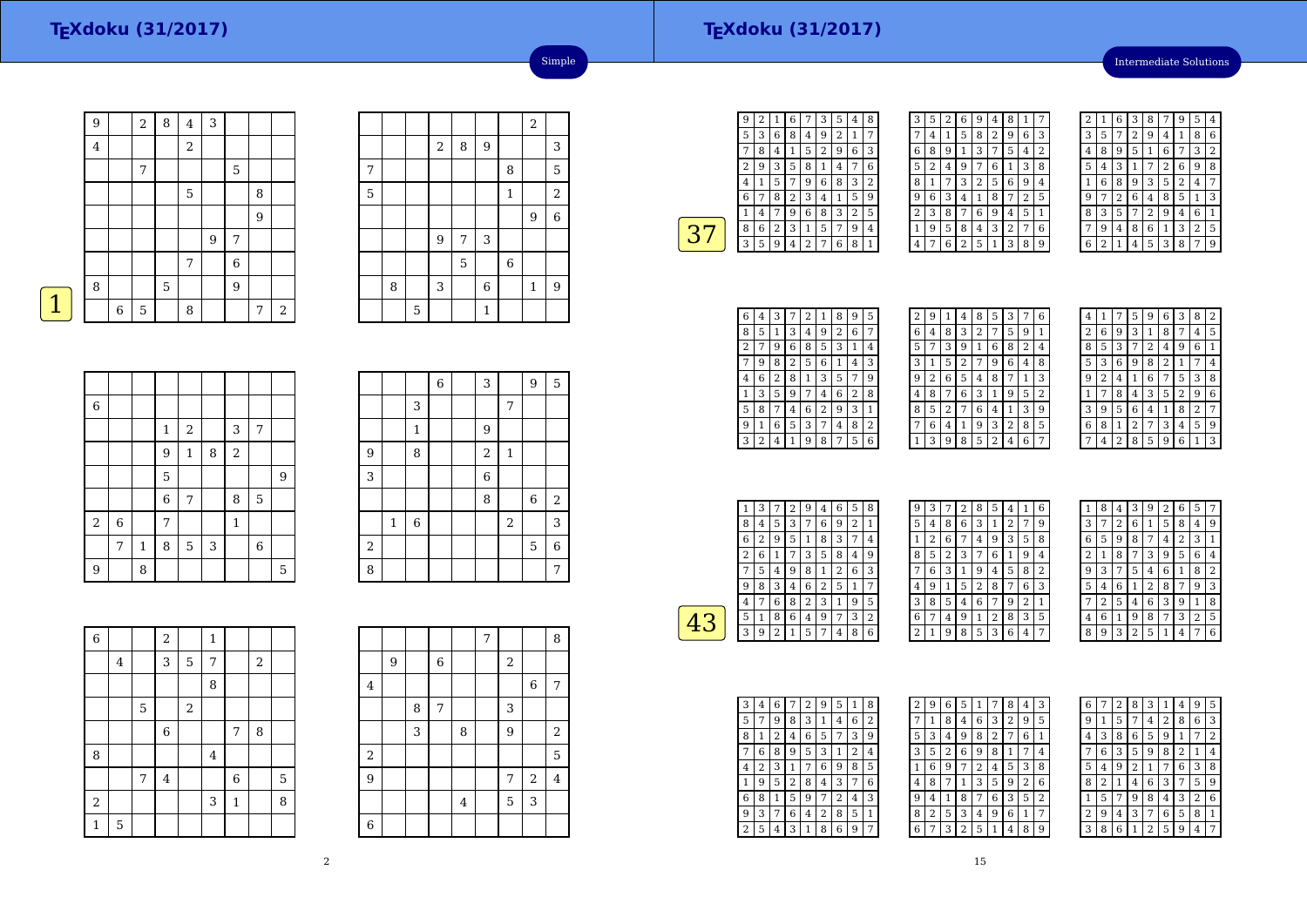# TEXdoku (31/2017)

Simple

## 1

| 9 | | 2 | 8 | 4 | 3 | | | |
|---|---|---|---|---|---|---|---|---|
| 4 | | | | 2 | | | | |
| | | 7 | | | | 5 | | |
| | | | | 5 | | | 8 | |
| | | | | | | | 9 | |
| | | | | | 9 | 7 | | |
| | | | | 7 | | 6 | | |
| 8 | | | 5 | | | 9 | | |
| | 6 | 5 | | 8 | | | 7 | 2 |

| | | | | | | | 2 | |
|---|---|---|---|---|---|---|---|---|
| | | | 2 | 8 | 9 | | | 3 |
| 7 | | | | | | 8 | | 5 |
| 5 | | | | | | 1 | | 2 |
| | | | | | | | 9 | 6 |
| | | | 9 | 7 | 3 | | | |
| | | | | 5 | | 6 | | |
| | 8 | | 3 | | 6 | | 1 | 9 |
| | | 5 | | | 1 | | | |

| | | | | | | | | |
|---|---|---|---|---|---|---|---|---|
| 6 | | | | | | | | |
| | | | 1 | 2 | | 3 | 7 | |
| | | | 9 | 1 | 8 | 2 | | |
| | | | 5 | | | | | 9 |
| | | | 6 | 7 | | 8 | 5 | |
| 2 | 6 | | 7 | | | 1 | | |
| | 7 | 1 | 8 | 5 | 3 | | 6 | |
| 9 | | 8 | | | | | | 5 |

| | | | 6 | | 3 | | 9 | 5 |
|---|---|---|---|---|---|---|---|---|
| | | 3 | | | | 7 | | |
| | | 1 | | | 9 | | | |
| 9 | | 8 | | | 2 | 1 | | |
| 3 | | | | | 6 | | | |
| | | | | | 8 | | 6 | 2 |
| | 1 | 6 | | | | 2 | | 3 |
| 2 | | | | | | | 5 | 6 |
| 8 | | | | | | | | 7 |

| 6 | | | 2 | | 1 | | | |
|---|---|---|---|---|---|---|---|---|
| | 4 | | 3 | 5 | 7 | | 2 | |
| | | | | | 8 | | | |
| | | 5 | | 2 | | | | |
| | | | 6 | | | 7 | 8 | |
| 8 | | | | | 4 | | | |
| | | 7 | 4 | | | 6 | | 5 |
| 2 | | | | | 3 | 1 | | 8 |
| 1 | 5 | | | | | | | |

| | | | | | 7 | | | 8 |
|---|---|---|---|---|---|---|---|---|
| | 9 | | 6 | | | 2 | | |
| 4 | | | | | | | 6 | 7 |
| | | 8 | 7 | | | 3 | | |
| | | 3 | | 8 | | 9 | | 2 |
| 2 | | | | | | | | 5 |
| 9 | | | | | | 7 | 2 | 4 |
| | | | | 4 | | 5 | 3 | |
| 6 | | | | | | | | |

# TEXdoku (31/2017)

Intermediate Solutions

## 37

| 9 | 2 | 1 | 6 | 7 | 3 | 5 | 4 | 8 |
|---|---|---|---|---|---|---|---|---|
| 5 | 3 | 6 | 8 | 4 | 9 | 2 | 1 | 7 |
| 7 | 8 | 4 | 1 | 5 | 2 | 9 | 6 | 3 |
| 2 | 9 | 3 | 5 | 8 | 1 | 4 | 7 | 6 |
| 4 | 1 | 5 | 7 | 9 | 6 | 8 | 3 | 2 |
| 6 | 7 | 8 | 2 | 3 | 4 | 1 | 5 | 9 |
| 1 | 4 | 7 | 9 | 6 | 8 | 3 | 2 | 5 |
| 8 | 6 | 2 | 3 | 1 | 5 | 7 | 9 | 4 |
| 3 | 5 | 9 | 4 | 2 | 7 | 6 | 8 | 1 |

| 3 | 5 | 2 | 6 | 9 | 4 | 8 | 1 | 7 |
|---|---|---|---|---|---|---|---|---|
| 7 | 4 | 1 | 5 | 8 | 2 | 9 | 6 | 3 |
| 6 | 8 | 9 | 1 | 3 | 7 | 5 | 4 | 2 |
| 5 | 2 | 4 | 9 | 7 | 6 | 1 | 3 | 8 |
| 8 | 1 | 7 | 3 | 2 | 5 | 6 | 9 | 4 |
| 9 | 6 | 3 | 4 | 1 | 8 | 7 | 2 | 5 |
| 2 | 3 | 8 | 7 | 6 | 9 | 4 | 5 | 1 |
| 1 | 9 | 5 | 8 | 4 | 3 | 2 | 7 | 6 |
| 4 | 7 | 6 | 2 | 5 | 1 | 3 | 8 | 9 |

| 2 | 1 | 6 | 3 | 8 | 7 | 9 | 5 | 4 |
|---|---|---|---|---|---|---|---|---|
| 3 | 5 | 7 | 2 | 9 | 4 | 1 | 8 | 6 |
| 4 | 8 | 9 | 5 | 1 | 6 | 7 | 3 | 2 |
| 5 | 4 | 3 | 1 | 7 | 2 | 6 | 9 | 8 |
| 1 | 6 | 8 | 9 | 3 | 5 | 2 | 4 | 7 |
| 9 | 7 | 2 | 6 | 4 | 8 | 5 | 1 | 3 |
| 8 | 3 | 5 | 7 | 2 | 9 | 4 | 6 | 1 |
| 7 | 9 | 4 | 8 | 6 | 1 | 3 | 2 | 5 |
| 6 | 2 | 1 | 4 | 5 | 3 | 8 | 7 | 9 |

| 6 | 4 | 3 | 7 | 2 | 1 | 8 | 9 | 5 |
|---|---|---|---|---|---|---|---|---|
| 8 | 5 | 1 | 3 | 4 | 9 | 2 | 6 | 7 |
| 2 | 7 | 9 | 6 | 8 | 5 | 3 | 1 | 4 |
| 7 | 9 | 8 | 2 | 5 | 6 | 1 | 4 | 3 |
| 4 | 6 | 2 | 8 | 1 | 3 | 5 | 7 | 9 |
| 1 | 3 | 5 | 9 | 7 | 4 | 6 | 2 | 8 |
| 5 | 8 | 7 | 4 | 6 | 2 | 9 | 3 | 1 |
| 9 | 1 | 6 | 5 | 3 | 7 | 4 | 8 | 2 |
| 3 | 2 | 4 | 1 | 9 | 8 | 7 | 5 | 6 |

| 2 | 9 | 1 | 4 | 8 | 5 | 3 | 7 | 6 |
|---|---|---|---|---|---|---|---|---|
| 6 | 4 | 8 | 3 | 2 | 7 | 5 | 9 | 1 |
| 5 | 7 | 3 | 9 | 1 | 6 | 8 | 2 | 4 |
| 3 | 1 | 5 | 2 | 7 | 9 | 6 | 4 | 8 |
| 9 | 2 | 6 | 5 | 4 | 8 | 7 | 1 | 3 |
| 4 | 8 | 7 | 6 | 3 | 1 | 9 | 5 | 2 |
| 8 | 5 | 2 | 7 | 6 | 4 | 1 | 3 | 9 |
| 7 | 6 | 4 | 1 | 9 | 3 | 2 | 8 | 5 |
| 1 | 3 | 9 | 8 | 5 | 2 | 4 | 6 | 7 |

| 4 | 1 | 7 | 5 | 9 | 6 | 3 | 8 | 2 |
|---|---|---|---|---|---|---|---|---|
| 2 | 6 | 9 | 3 | 1 | 8 | 7 | 4 | 5 |
| 8 | 5 | 3 | 7 | 2 | 4 | 9 | 6 | 1 |
| 5 | 3 | 6 | 9 | 8 | 2 | 1 | 7 | 4 |
| 9 | 2 | 4 | 1 | 6 | 7 | 5 | 3 | 8 |
| 1 | 7 | 8 | 4 | 3 | 5 | 2 | 9 | 6 |
| 3 | 9 | 5 | 6 | 4 | 1 | 8 | 2 | 7 |
| 6 | 8 | 1 | 2 | 7 | 3 | 4 | 5 | 9 |
| 7 | 4 | 2 | 8 | 5 | 9 | 6 | 1 | 3 |

## 43

| 1 | 3 | 7 | 2 | 9 | 4 | 6 | 5 | 8 |
|---|---|---|---|---|---|---|---|---|
| 8 | 4 | 5 | 3 | 7 | 6 | 9 | 2 | 1 |
| 6 | 2 | 9 | 5 | 1 | 8 | 3 | 7 | 4 |
| 2 | 6 | 1 | 7 | 3 | 5 | 8 | 4 | 9 |
| 7 | 5 | 4 | 9 | 8 | 1 | 2 | 6 | 3 |
| 9 | 8 | 3 | 4 | 6 | 2 | 5 | 1 | 7 |
| 4 | 7 | 6 | 8 | 2 | 3 | 1 | 9 | 5 |
| 5 | 1 | 8 | 6 | 4 | 9 | 7 | 3 | 2 |
| 3 | 9 | 2 | 1 | 5 | 7 | 4 | 8 | 6 |

| 9 | 3 | 7 | 2 | 8 | 5 | 4 | 1 | 6 |
|---|---|---|---|---|---|---|---|---|
| 5 | 4 | 8 | 6 | 3 | 1 | 2 | 7 | 9 |
| 1 | 2 | 6 | 7 | 4 | 9 | 3 | 5 | 8 |
| 8 | 5 | 2 | 3 | 7 | 6 | 1 | 9 | 4 |
| 7 | 6 | 3 | 1 | 9 | 4 | 5 | 8 | 2 |
| 4 | 9 | 1 | 5 | 2 | 8 | 7 | 6 | 3 |
| 3 | 8 | 5 | 4 | 6 | 7 | 9 | 2 | 1 |
| 6 | 7 | 4 | 9 | 1 | 2 | 8 | 3 | 5 |
| 2 | 1 | 9 | 8 | 5 | 3 | 6 | 4 | 7 |

| 1 | 8 | 4 | 3 | 9 | 2 | 6 | 5 | 7 |
|---|---|---|---|---|---|---|---|---|
| 3 | 7 | 2 | 6 | 1 | 5 | 8 | 4 | 9 |
| 6 | 5 | 9 | 8 | 7 | 4 | 2 | 3 | 1 |
| 2 | 1 | 8 | 7 | 3 | 9 | 5 | 6 | 4 |
| 9 | 3 | 7 | 5 | 4 | 6 | 1 | 8 | 2 |
| 5 | 4 | 6 | 1 | 2 | 8 | 7 | 9 | 3 |
| 7 | 2 | 5 | 4 | 6 | 3 | 9 | 1 | 8 |
| 4 | 6 | 1 | 9 | 8 | 7 | 3 | 2 | 5 |
| 8 | 9 | 3 | 2 | 5 | 1 | 4 | 7 | 6 |

| 3 | 4 | 6 | 7 | 2 | 9 | 5 | 1 | 8 |
|---|---|---|---|---|---|---|---|---|
| 5 | 7 | 9 | 8 | 3 | 1 | 4 | 6 | 2 |
| 8 | 1 | 2 | 4 | 6 | 5 | 7 | 3 | 9 |
| 7 | 6 | 8 | 9 | 5 | 3 | 1 | 2 | 4 |
| 4 | 2 | 3 | 1 | 7 | 6 | 9 | 8 | 5 |
| 1 | 9 | 5 | 2 | 8 | 4 | 3 | 7 | 6 |
| 6 | 8 | 1 | 5 | 9 | 7 | 2 | 4 | 3 |
| 9 | 3 | 7 | 6 | 4 | 2 | 8 | 5 | 1 |
| 2 | 5 | 4 | 3 | 1 | 8 | 6 | 9 | 7 |

| 2 | 9 | 6 | 5 | 1 | 7 | 8 | 4 | 3 |
|---|---|---|---|---|---|---|---|---|
| 7 | 1 | 8 | 4 | 6 | 3 | 2 | 9 | 5 |
| 5 | 3 | 4 | 9 | 8 | 2 | 7 | 6 | 1 |
| 3 | 5 | 2 | 6 | 9 | 8 | 1 | 7 | 4 |
| 1 | 6 | 9 | 7 | 2 | 4 | 5 | 3 | 8 |
| 4 | 8 | 7 | 1 | 3 | 5 | 9 | 2 | 6 |
| 9 | 4 | 1 | 8 | 7 | 6 | 3 | 5 | 2 |
| 8 | 2 | 5 | 3 | 4 | 9 | 6 | 1 | 7 |
| 6 | 7 | 3 | 2 | 5 | 1 | 4 | 8 | 9 |

| 6 | 7 | 2 | 8 | 3 | 1 | 4 | 9 | 5 |
|---|---|---|---|---|---|---|---|---|
| 9 | 1 | 5 | 7 | 4 | 2 | 8 | 6 | 3 |
| 4 | 3 | 8 | 6 | 5 | 9 | 1 | 7 | 2 |
| 7 | 6 | 3 | 5 | 9 | 8 | 2 | 1 | 4 |
| 5 | 4 | 9 | 2 | 1 | 7 | 6 | 3 | 8 |
| 8 | 2 | 1 | 4 | 6 | 3 | 7 | 5 | 9 |
| 1 | 5 | 7 | 9 | 8 | 4 | 3 | 2 | 6 |
| 2 | 9 | 4 | 3 | 7 | 6 | 5 | 8 | 1 |
| 3 | 8 | 6 | 1 | 2 | 5 | 9 | 4 | 7 |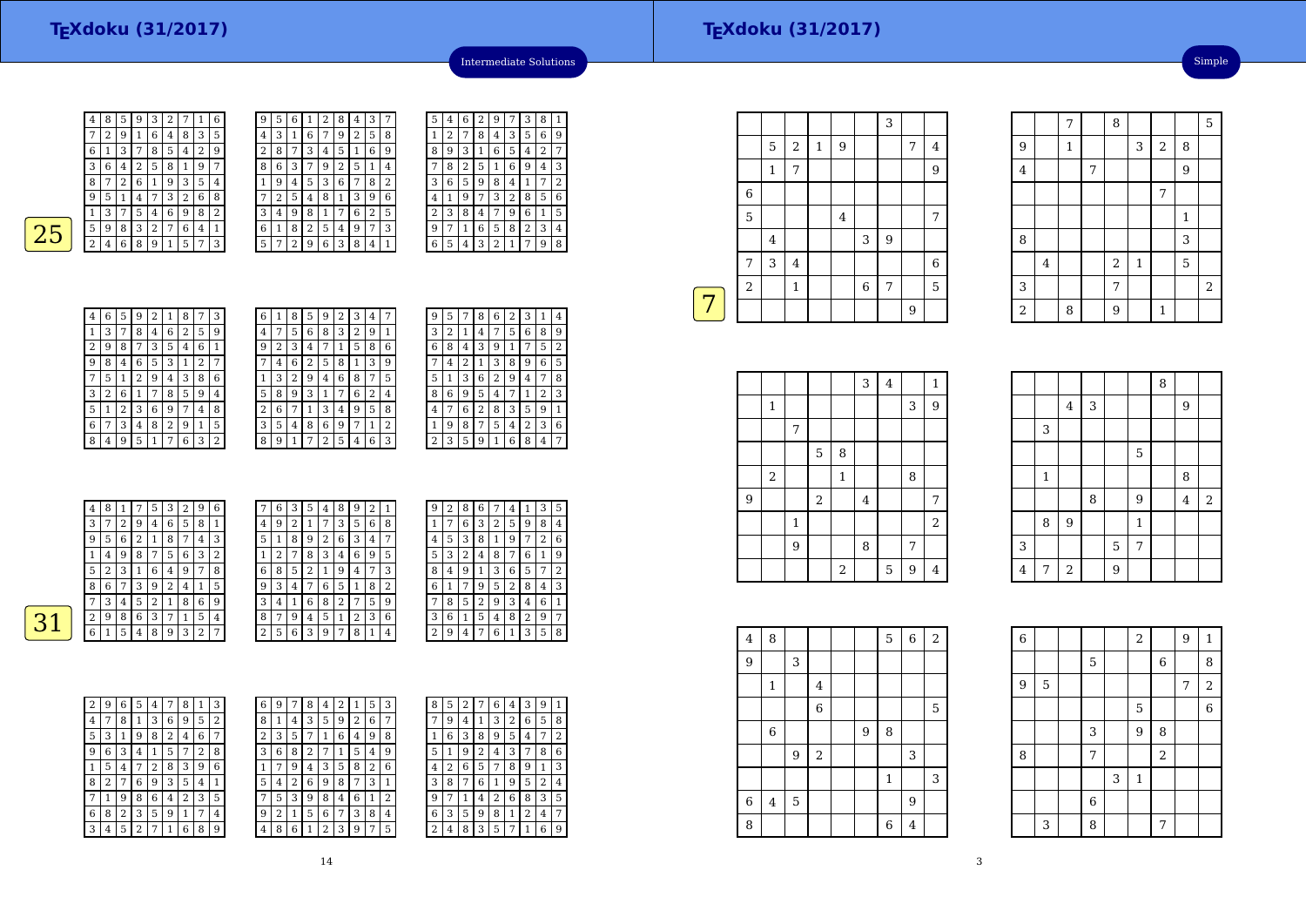# TEXdoku (31/2017)

Intermediate Solutions

## 25

| | | | | | | | | |
|---|---|---|---|---|---|---|---|---|
| 4 | 8 | 5 | 9 | 3 | 2 | 7 | 1 | 6 |
| 7 | 2 | 9 | 1 | 6 | 4 | 8 | 3 | 5 |
| 6 | 1 | 3 | 7 | 8 | 5 | 4 | 2 | 9 |
| 3 | 6 | 4 | 2 | 5 | 8 | 1 | 9 | 7 |
| 8 | 7 | 2 | 6 | 1 | 9 | 3 | 5 | 4 |
| 9 | 5 | 1 | 4 | 7 | 3 | 2 | 6 | 8 |
| 1 | 3 | 7 | 5 | 4 | 6 | 9 | 8 | 2 |
| 5 | 9 | 8 | 3 | 2 | 7 | 6 | 4 | 1 |
| 2 | 4 | 6 | 8 | 9 | 1 | 5 | 7 | 3 |

| | | | | | | | | |
|---|---|---|---|---|---|---|---|---|
| 9 | 5 | 6 | 1 | 2 | 8 | 4 | 3 | 7 |
| 4 | 3 | 1 | 6 | 7 | 9 | 2 | 5 | 8 |
| 2 | 8 | 7 | 3 | 4 | 5 | 1 | 6 | 9 |
| 8 | 6 | 3 | 7 | 9 | 2 | 5 | 1 | 4 |
| 1 | 9 | 4 | 5 | 3 | 6 | 7 | 8 | 2 |
| 7 | 2 | 5 | 4 | 8 | 1 | 3 | 9 | 6 |
| 3 | 4 | 9 | 8 | 1 | 7 | 6 | 2 | 5 |
| 6 | 1 | 8 | 2 | 5 | 4 | 9 | 7 | 3 |
| 5 | 7 | 2 | 9 | 6 | 3 | 8 | 4 | 1 |

| | | | | | | | | |
|---|---|---|---|---|---|---|---|---|
| 5 | 4 | 6 | 2 | 9 | 7 | 3 | 8 | 1 |
| 1 | 2 | 7 | 8 | 4 | 3 | 5 | 6 | 9 |
| 8 | 9 | 3 | 1 | 6 | 5 | 4 | 2 | 7 |
| 7 | 8 | 2 | 5 | 1 | 6 | 9 | 4 | 3 |
| 3 | 6 | 5 | 9 | 8 | 4 | 1 | 7 | 2 |
| 4 | 1 | 9 | 7 | 3 | 2 | 8 | 5 | 6 |
| 2 | 3 | 8 | 4 | 7 | 9 | 6 | 1 | 5 |
| 9 | 7 | 1 | 6 | 5 | 8 | 2 | 3 | 4 |
| 6 | 5 | 4 | 3 | 2 | 1 | 7 | 9 | 8 |

| | | | | | | | | |
|---|---|---|---|---|---|---|---|---|
| 4 | 6 | 5 | 9 | 2 | 1 | 8 | 7 | 3 |
| 1 | 3 | 7 | 8 | 4 | 6 | 2 | 5 | 9 |
| 2 | 9 | 8 | 7 | 3 | 5 | 4 | 6 | 1 |
| 9 | 8 | 4 | 6 | 5 | 3 | 1 | 2 | 7 |
| 7 | 5 | 1 | 2 | 9 | 4 | 3 | 8 | 6 |
| 3 | 2 | 6 | 1 | 7 | 8 | 5 | 9 | 4 |
| 5 | 1 | 2 | 3 | 6 | 9 | 7 | 4 | 8 |
| 6 | 7 | 3 | 4 | 8 | 2 | 9 | 1 | 5 |
| 8 | 4 | 9 | 5 | 1 | 7 | 6 | 3 | 2 |

| | | | | | | | | |
|---|---|---|---|---|---|---|---|---|
| 6 | 1 | 8 | 5 | 9 | 2 | 3 | 4 | 7 |
| 4 | 7 | 5 | 6 | 8 | 3 | 2 | 9 | 1 |
| 9 | 2 | 3 | 4 | 7 | 1 | 5 | 8 | 6 |
| 7 | 4 | 6 | 2 | 5 | 8 | 1 | 3 | 9 |
| 1 | 3 | 2 | 9 | 4 | 6 | 8 | 7 | 5 |
| 5 | 8 | 9 | 3 | 1 | 7 | 6 | 2 | 4 |
| 2 | 6 | 7 | 1 | 3 | 4 | 9 | 5 | 8 |
| 3 | 5 | 4 | 8 | 6 | 9 | 7 | 1 | 2 |
| 8 | 9 | 1 | 7 | 2 | 5 | 4 | 6 | 3 |

| | | | | | | | | |
|---|---|---|---|---|---|---|---|---|
| 9 | 5 | 7 | 8 | 6 | 2 | 3 | 1 | 4 |
| 3 | 2 | 1 | 4 | 7 | 5 | 6 | 8 | 9 |
| 6 | 8 | 4 | 3 | 9 | 1 | 7 | 5 | 2 |
| 7 | 4 | 2 | 1 | 3 | 8 | 9 | 6 | 5 |
| 5 | 1 | 3 | 6 | 2 | 9 | 4 | 7 | 8 |
| 8 | 6 | 9 | 5 | 4 | 7 | 1 | 2 | 3 |
| 4 | 7 | 6 | 2 | 8 | 3 | 5 | 9 | 1 |
| 1 | 9 | 8 | 7 | 5 | 4 | 2 | 3 | 6 |
| 2 | 3 | 5 | 9 | 1 | 6 | 8 | 4 | 7 |

## 31

| | | | | | | | | |
|---|---|---|---|---|---|---|---|---|
| 4 | 8 | 1 | 7 | 5 | 3 | 2 | 9 | 6 |
| 3 | 7 | 2 | 9 | 4 | 6 | 5 | 8 | 1 |
| 9 | 5 | 6 | 2 | 1 | 8 | 7 | 4 | 3 |
| 1 | 4 | 9 | 8 | 7 | 5 | 6 | 3 | 2 |
| 5 | 2 | 3 | 1 | 6 | 4 | 9 | 7 | 8 |
| 8 | 6 | 7 | 3 | 9 | 2 | 4 | 1 | 5 |
| 7 | 3 | 4 | 5 | 2 | 1 | 8 | 6 | 9 |
| 2 | 9 | 8 | 6 | 3 | 7 | 1 | 5 | 4 |
| 6 | 1 | 5 | 4 | 8 | 9 | 3 | 2 | 7 |

| | | | | | | | | |
|---|---|---|---|---|---|---|---|---|
| 7 | 6 | 3 | 5 | 4 | 8 | 9 | 2 | 1 |
| 4 | 9 | 2 | 1 | 7 | 3 | 5 | 6 | 8 |
| 5 | 1 | 8 | 9 | 2 | 6 | 3 | 4 | 7 |
| 1 | 2 | 7 | 8 | 3 | 4 | 6 | 9 | 5 |
| 6 | 8 | 5 | 2 | 1 | 9 | 4 | 7 | 3 |
| 9 | 3 | 4 | 7 | 6 | 5 | 1 | 8 | 2 |
| 3 | 4 | 1 | 6 | 8 | 2 | 7 | 5 | 9 |
| 8 | 7 | 9 | 4 | 5 | 1 | 2 | 3 | 6 |
| 2 | 5 | 6 | 3 | 9 | 7 | 8 | 1 | 4 |

| | | | | | | | | |
|---|---|---|---|---|---|---|---|---|
| 9 | 2 | 8 | 6 | 7 | 4 | 1 | 3 | 5 |
| 1 | 7 | 6 | 3 | 2 | 5 | 9 | 8 | 4 |
| 4 | 5 | 3 | 8 | 1 | 9 | 7 | 2 | 6 |
| 5 | 3 | 2 | 4 | 8 | 7 | 6 | 1 | 9 |
| 8 | 4 | 9 | 1 | 3 | 6 | 5 | 7 | 2 |
| 6 | 1 | 7 | 9 | 5 | 2 | 8 | 4 | 3 |
| 7 | 8 | 5 | 2 | 9 | 3 | 4 | 6 | 1 |
| 3 | 6 | 1 | 5 | 4 | 8 | 2 | 9 | 7 |
| 2 | 9 | 4 | 7 | 6 | 1 | 3 | 5 | 8 |

| | | | | | | | | |
|---|---|---|---|---|---|---|---|---|
| 2 | 9 | 6 | 5 | 4 | 7 | 8 | 1 | 3 |
| 4 | 7 | 8 | 1 | 3 | 6 | 9 | 5 | 2 |
| 5 | 3 | 1 | 9 | 8 | 2 | 4 | 6 | 7 |
| 9 | 6 | 3 | 4 | 1 | 5 | 7 | 2 | 8 |
| 1 | 5 | 4 | 7 | 2 | 8 | 3 | 9 | 6 |
| 8 | 2 | 7 | 6 | 9 | 3 | 5 | 4 | 1 |
| 7 | 1 | 9 | 8 | 6 | 4 | 2 | 3 | 5 |
| 6 | 8 | 2 | 3 | 5 | 9 | 1 | 7 | 4 |
| 3 | 4 | 5 | 2 | 7 | 1 | 6 | 8 | 9 |

| | | | | | | | | |
|---|---|---|---|---|---|---|---|---|
| 6 | 9 | 7 | 8 | 4 | 2 | 1 | 5 | 3 |
| 8 | 1 | 4 | 3 | 5 | 9 | 2 | 6 | 7 |
| 2 | 3 | 5 | 7 | 1 | 6 | 4 | 9 | 8 |
| 3 | 6 | 8 | 2 | 7 | 1 | 5 | 4 | 9 |
| 1 | 7 | 9 | 4 | 3 | 5 | 8 | 2 | 6 |
| 5 | 4 | 2 | 6 | 9 | 8 | 7 | 3 | 1 |
| 7 | 5 | 3 | 9 | 8 | 4 | 6 | 1 | 2 |
| 9 | 2 | 1 | 5 | 6 | 7 | 3 | 8 | 4 |
| 4 | 8 | 6 | 1 | 2 | 3 | 9 | 7 | 5 |

| | | | | | | | | |
|---|---|---|---|---|---|---|---|---|
| 8 | 5 | 2 | 7 | 6 | 4 | 3 | 9 | 1 |
| 7 | 9 | 4 | 1 | 3 | 2 | 6 | 5 | 8 |
| 1 | 6 | 3 | 8 | 9 | 5 | 4 | 7 | 2 |
| 5 | 1 | 9 | 2 | 4 | 3 | 7 | 8 | 6 |
| 4 | 2 | 6 | 5 | 7 | 8 | 9 | 1 | 3 |
| 3 | 8 | 7 | 6 | 1 | 9 | 5 | 2 | 4 |
| 9 | 7 | 1 | 4 | 2 | 6 | 8 | 3 | 5 |
| 6 | 3 | 5 | 9 | 8 | 1 | 2 | 4 | 7 |
| 2 | 4 | 8 | 3 | 5 | 7 | 1 | 6 | 9 |

# TEXdoku (31/2017)

Simple

## 7

| | | | | | | | | |
|---|---|---|---|---|---|---|---|---|
| | | | | | | 3 | | |
| | 5 | 2 | 1 | 9 | | | 7 | 4 |
| | 1 | 7 | | | | | | 9 |
| 6 | | | | | | | | |
| 5 | | | | 4 | | | | 7 |
| | 4 | | | | 3 | 9 | | |
| 7 | 3 | 4 | | | | | | 6 |
| 2 | | 1 | | | 6 | 7 | | 5 |
| | | | | | | | 9 | |

| | | | | | | | | |
|---|---|---|---|---|---|---|---|---|
| | | 7 | | 8 | | | | 5 |
| 9 | | 1 | | | 3 | 2 | 8 | |
| 4 | | | 7 | | | | 9 | |
| | | | | | | 7 | | |
| | | | | | | | 1 | |
| 8 | | | | | | | 3 | |
| | 4 | | | 2 | 1 | | 5 | |
| 3 | | | | 7 | | | | 2 |
| 2 | | 8 | | 9 | | 1 | | |

| | | | | | | | | |
|---|---|---|---|---|---|---|---|---|
| | | | | | 3 | 4 | | 1 |
| | 1 | | | | | | 3 | 9 |
| | | 7 | | | | | | |
| | | | 5 | 8 | | | | |
| | 2 | | | 1 | | | 8 | |
| 9 | | | 2 | | 4 | | | 7 |
| | | 1 | | | | | | 2 |
| | | 9 | | | 8 | | 7 | |
| | | | | 2 | | 5 | 9 | 4 |

| | | | | | | | | |
|---|---|---|---|---|---|---|---|---|
| | | | | | | 8 | | |
| | | 4 | 3 | | | | 9 | |
| | 3 | | | | | | | |
| | | | | | 5 | | | |
| | 1 | | | | | | 8 | |
| | | | 8 | | 9 | | 4 | 2 |
| | 8 | 9 | | | 1 | | | |
| 3 | | | | 5 | 7 | | | |
| 4 | 7 | 2 | | 9 | | | | |

| | | | | | | | | |
|---|---|---|---|---|---|---|---|---|
| 4 | 8 | | | | | 5 | 6 | 2 |
| 9 | | 3 | | | | | | |
| | 1 | | 4 | | | | | |
| | | | 6 | | | | | 5 |
| | 6 | | | | 9 | 8 | | |
| | | 9 | 2 | | | | 3 | |
| | | | | | | 1 | | 3 |
| 6 | 4 | 5 | | | | | 9 | |
| 8 | | | | | | 6 | 4 | |

| | | | | | | | | |
|---|---|---|---|---|---|---|---|---|
| 6 | | | | | 2 | | 9 | 1 |
| | | | 5 | | | 6 | | 8 |
| 9 | 5 | | | | | | 7 | 2 |
| | | | | 5 | | | | 6 |
| | | | 3 | | 9 | 8 | | |
| 8 | | | 7 | | | 2 | | |
| | | | | 3 | 1 | | | |
| | | | 6 | | | | | |
| | 3 | | 8 | | | 7 | | |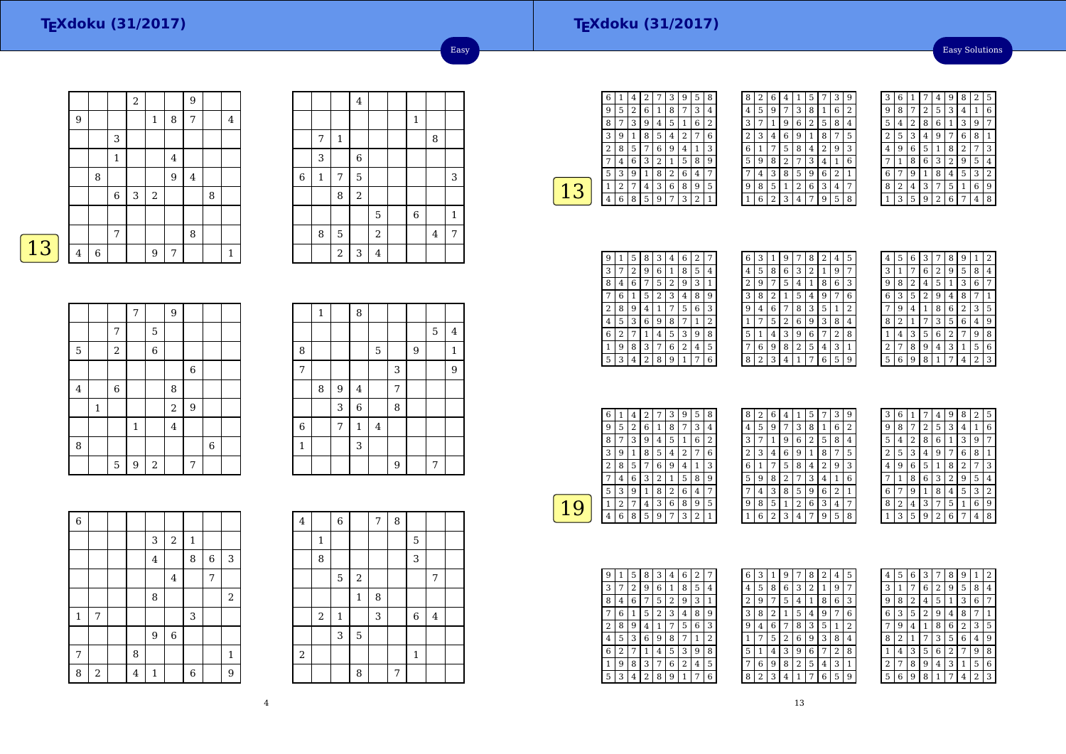# TEXdoku (31/2017)

Easy

**13**

| | | | | | | | | |
|---|---|---|---|---|---|---|---|---|
| | | | 2 | | | 9 | | |
| 9 | | | | 1 | 8 | 7 | | 4 |
| | | 3 | | | | | | |
| | | 1 | | | 4 | | | |
| | 8 | | | | 9 | 4 | | |
| | | 6 | 3 | 2 | | | 8 | |
| | | | | | | | | |
| | | 7 | | | | 8 | | |
| 4 | 6 | | | 9 | 7 | | | 1 |

| | | | | | | | | |
|---|---|---|---|---|---|---|---|---|
| | | | 4 | | | | | |
| | | | | | | 1 | | |
| | 7 | 1 | | | | | 8 | |
| | 3 | | 6 | | | | | |
| 6 | 1 | 7 | 5 | | | | | 3 |
| | | 8 | 2 | | | | | |
| | | | | 5 | | 6 | | 1 |
| | 8 | 5 | | 2 | | | 4 | 7 |
| | | 2 | 3 | 4 | | | | |

| | | | | | | | | |
|---|---|---|---|---|---|---|---|---|
| | | | 7 | | 9 | | | |
| | | 7 | | 5 | | | | |
| 5 | | 2 | | 6 | | | | |
| | | | | | | 6 | | |
| 4 | | 6 | | | 8 | | | |
| | 1 | | | | 2 | 9 | | |
| | | | 1 | | 4 | | | |
| 8 | | | | | | | 6 | |
| | | 5 | 9 | 2 | | 7 | | |

| | | | | | | | | |
|---|---|---|---|---|---|---|---|---|
| | 1 | | 8 | | | | | |
| | | | | | | | 5 | 4 |
| 8 | | | | 5 | | 9 | | 1 |
| 7 | | | | | 3 | | | 9 |
| | 8 | 9 | 4 | | 7 | | | |
| | | 3 | 6 | | 8 | | | |
| 6 | | 7 | 1 | 4 | | | | |
| 1 | | | 3 | | | | | |
| | | | | | 9 | | 7 | |

| | | | | | | | | |
|---|---|---|---|---|---|---|---|---|
| 6 | | | | | | | | |
| | | | | 3 | 2 | 1 | | |
| | | | | 4 | | 8 | 6 | 3 |
| | | | | | 4 | | 7 | |
| | | | | 8 | | | | 2 |
| 1 | 7 | | | | | 3 | | |
| | | | | 9 | 6 | | | |
| 7 | | | 8 | | | | | 1 |
| 8 | 2 | | 4 | 1 | | 6 | | 9 |

| | | | | | | | | |
|---|---|---|---|---|---|---|---|---|
| 4 | | 6 | | 7 | 8 | | | |
| | 1 | | | | | 5 | | |
| | 8 | | | | | 3 | | |
| | | 5 | 2 | | | | 7 | |
| | | | 1 | 8 | | | | |
| | 2 | 1 | | 3 | | 6 | 4 | |
| | | 3 | 5 | | | | | |
| 2 | | | | | | 1 | | |
| | | | 8 | | 7 | | | |

# TEXdoku (31/2017)

Easy Solutions

**13**

| | | | | | | | | |
|---|---|---|---|---|---|---|---|---|
| 6 | 1 | 4 | 2 | 7 | 3 | 9 | 5 | 8 |
| 9 | 5 | 2 | 6 | 1 | 8 | 7 | 3 | 4 |
| 8 | 7 | 3 | 9 | 4 | 5 | 1 | 6 | 2 |
| 3 | 9 | 1 | 8 | 5 | 4 | 2 | 7 | 6 |
| 2 | 8 | 5 | 7 | 6 | 9 | 4 | 1 | 3 |
| 7 | 4 | 6 | 3 | 2 | 1 | 5 | 8 | 9 |
| 5 | 3 | 9 | 1 | 8 | 2 | 6 | 4 | 7 |
| 1 | 2 | 7 | 4 | 3 | 6 | 8 | 9 | 5 |
| 4 | 6 | 8 | 5 | 9 | 7 | 3 | 2 | 1 |

| | | | | | | | | |
|---|---|---|---|---|---|---|---|---|
| 8 | 2 | 6 | 4 | 1 | 5 | 7 | 3 | 9 |
| 4 | 5 | 9 | 7 | 3 | 8 | 1 | 6 | 2 |
| 3 | 7 | 1 | 9 | 6 | 2 | 5 | 8 | 4 |
| 2 | 3 | 4 | 6 | 9 | 1 | 8 | 7 | 5 |
| 6 | 1 | 7 | 5 | 8 | 4 | 2 | 9 | 3 |
| 5 | 9 | 8 | 2 | 7 | 3 | 4 | 1 | 6 |
| 7 | 4 | 3 | 8 | 5 | 9 | 6 | 2 | 1 |
| 9 | 8 | 5 | 1 | 2 | 6 | 3 | 4 | 7 |
| 1 | 6 | 2 | 3 | 4 | 7 | 9 | 5 | 8 |

| | | | | | | | | |
|---|---|---|---|---|---|---|---|---|
| 3 | 6 | 1 | 7 | 4 | 9 | 8 | 2 | 5 |
| 9 | 8 | 7 | 2 | 5 | 3 | 4 | 1 | 6 |
| 5 | 4 | 2 | 8 | 6 | 1 | 3 | 9 | 7 |
| 2 | 5 | 3 | 4 | 9 | 7 | 6 | 8 | 1 |
| 4 | 9 | 6 | 5 | 1 | 8 | 2 | 7 | 3 |
| 7 | 1 | 8 | 6 | 3 | 2 | 9 | 5 | 4 |
| 6 | 7 | 9 | 1 | 8 | 4 | 5 | 3 | 2 |
| 8 | 2 | 4 | 3 | 7 | 5 | 1 | 6 | 9 |
| 1 | 3 | 5 | 9 | 2 | 6 | 7 | 4 | 8 |

| | | | | | | | | |
|---|---|---|---|---|---|---|---|---|
| 9 | 1 | 5 | 8 | 3 | 4 | 6 | 2 | 7 |
| 3 | 7 | 2 | 9 | 6 | 1 | 8 | 5 | 4 |
| 8 | 4 | 6 | 7 | 5 | 2 | 9 | 3 | 1 |
| 7 | 6 | 1 | 5 | 2 | 3 | 4 | 8 | 9 |
| 2 | 8 | 9 | 4 | 1 | 7 | 5 | 6 | 3 |
| 4 | 5 | 3 | 6 | 9 | 8 | 7 | 1 | 2 |
| 6 | 2 | 7 | 1 | 4 | 5 | 3 | 9 | 8 |
| 1 | 9 | 8 | 3 | 7 | 6 | 2 | 4 | 5 |
| 5 | 3 | 4 | 2 | 8 | 9 | 1 | 7 | 6 |

| | | | | | | | | |
|---|---|---|---|---|---|---|---|---|
| 6 | 3 | 1 | 9 | 7 | 8 | 2 | 4 | 5 |
| 4 | 5 | 8 | 6 | 3 | 2 | 1 | 9 | 7 |
| 2 | 9 | 7 | 5 | 4 | 1 | 8 | 6 | 3 |
| 3 | 8 | 2 | 1 | 5 | 4 | 9 | 7 | 6 |
| 9 | 4 | 6 | 7 | 8 | 3 | 5 | 1 | 2 |
| 1 | 7 | 5 | 2 | 6 | 9 | 3 | 8 | 4 |
| 5 | 1 | 4 | 3 | 9 | 6 | 7 | 2 | 8 |
| 7 | 6 | 9 | 8 | 2 | 5 | 4 | 3 | 1 |
| 8 | 2 | 3 | 4 | 1 | 7 | 6 | 5 | 9 |

| | | | | | | | | |
|---|---|---|---|---|---|---|---|---|
| 4 | 5 | 6 | 3 | 7 | 8 | 9 | 1 | 2 |
| 3 | 1 | 7 | 6 | 2 | 9 | 5 | 8 | 4 |
| 9 | 8 | 2 | 4 | 5 | 1 | 3 | 6 | 7 |
| 6 | 3 | 5 | 2 | 9 | 4 | 8 | 7 | 1 |
| 7 | 9 | 4 | 1 | 8 | 6 | 2 | 3 | 5 |
| 8 | 2 | 1 | 7 | 3 | 5 | 6 | 4 | 9 |
| 1 | 4 | 3 | 5 | 6 | 2 | 7 | 9 | 8 |
| 2 | 7 | 8 | 9 | 4 | 3 | 1 | 5 | 6 |
| 5 | 6 | 9 | 8 | 1 | 7 | 4 | 2 | 3 |

**19**

| | | | | | | | | |
|---|---|---|---|---|---|---|---|---|
| 6 | 1 | 4 | 2 | 7 | 3 | 9 | 5 | 8 |
| 9 | 5 | 2 | 6 | 1 | 8 | 7 | 3 | 4 |
| 8 | 7 | 3 | 9 | 4 | 5 | 1 | 6 | 2 |
| 3 | 9 | 1 | 8 | 5 | 4 | 2 | 7 | 6 |
| 2 | 8 | 5 | 7 | 6 | 9 | 4 | 1 | 3 |
| 7 | 4 | 6 | 3 | 2 | 1 | 5 | 8 | 9 |
| 5 | 3 | 9 | 1 | 8 | 2 | 6 | 4 | 7 |
| 1 | 2 | 7 | 4 | 3 | 6 | 8 | 9 | 5 |
| 4 | 6 | 8 | 5 | 9 | 7 | 3 | 2 | 1 |

| | | | | | | | | |
|---|---|---|---|---|---|---|---|---|
| 8 | 2 | 6 | 4 | 1 | 5 | 7 | 3 | 9 |
| 4 | 5 | 9 | 7 | 3 | 8 | 1 | 6 | 2 |
| 3 | 7 | 1 | 9 | 6 | 2 | 5 | 8 | 4 |
| 2 | 3 | 4 | 6 | 9 | 1 | 8 | 7 | 5 |
| 6 | 1 | 7 | 5 | 8 | 4 | 2 | 9 | 3 |
| 5 | 9 | 8 | 2 | 7 | 3 | 4 | 1 | 6 |
| 7 | 4 | 3 | 8 | 5 | 9 | 6 | 2 | 1 |
| 9 | 8 | 5 | 1 | 2 | 6 | 3 | 4 | 7 |
| 1 | 6 | 2 | 3 | 4 | 7 | 9 | 5 | 8 |

| | | | | | | | | |
|---|---|---|---|---|---|---|---|---|
| 3 | 6 | 1 | 7 | 4 | 9 | 8 | 2 | 5 |
| 9 | 8 | 7 | 2 | 5 | 3 | 4 | 1 | 6 |
| 5 | 4 | 2 | 8 | 6 | 1 | 3 | 9 | 7 |
| 2 | 5 | 3 | 4 | 9 | 7 | 6 | 8 | 1 |
| 4 | 9 | 6 | 5 | 1 | 8 | 2 | 7 | 3 |
| 7 | 1 | 8 | 6 | 3 | 2 | 9 | 5 | 4 |
| 6 | 7 | 9 | 1 | 8 | 4 | 5 | 3 | 2 |
| 8 | 2 | 4 | 3 | 7 | 5 | 1 | 6 | 9 |
| 1 | 3 | 5 | 9 | 2 | 6 | 7 | 4 | 8 |

| | | | | | | | | |
|---|---|---|---|---|---|---|---|---|
| 9 | 1 | 5 | 8 | 3 | 4 | 6 | 2 | 7 |
| 3 | 7 | 2 | 9 | 6 | 1 | 8 | 5 | 4 |
| 8 | 4 | 6 | 7 | 5 | 2 | 9 | 3 | 1 |
| 7 | 6 | 1 | 5 | 2 | 3 | 4 | 8 | 9 |
| 2 | 8 | 9 | 4 | 1 | 7 | 5 | 6 | 3 |
| 4 | 5 | 3 | 6 | 9 | 8 | 7 | 1 | 2 |
| 6 | 2 | 7 | 1 | 4 | 5 | 3 | 9 | 8 |
| 1 | 9 | 8 | 3 | 7 | 6 | 2 | 4 | 5 |
| 5 | 3 | 4 | 2 | 8 | 9 | 1 | 7 | 6 |

| | | | | | | | | |
|---|---|---|---|---|---|---|---|---|
| 6 | 3 | 1 | 9 | 7 | 8 | 2 | 4 | 5 |
| 4 | 5 | 8 | 6 | 3 | 2 | 1 | 9 | 7 |
| 2 | 9 | 7 | 5 | 4 | 1 | 8 | 6 | 3 |
| 3 | 8 | 2 | 1 | 5 | 4 | 9 | 7 | 6 |
| 9 | 4 | 6 | 7 | 8 | 3 | 5 | 1 | 2 |
| 1 | 7 | 5 | 2 | 6 | 9 | 3 | 8 | 4 |
| 5 | 1 | 4 | 3 | 9 | 6 | 7 | 2 | 8 |
| 7 | 6 | 9 | 8 | 2 | 5 | 4 | 3 | 1 |
| 8 | 2 | 3 | 4 | 1 | 7 | 6 | 5 | 9 |

| | | | | | | | | |
|---|---|---|---|---|---|---|---|---|
| 4 | 5 | 6 | 3 | 7 | 8 | 9 | 1 | 2 |
| 3 | 1 | 7 | 6 | 2 | 9 | 5 | 8 | 4 |
| 9 | 8 | 2 | 4 | 5 | 1 | 3 | 6 | 7 |
| 6 | 3 | 5 | 2 | 9 | 4 | 8 | 7 | 1 |
| 7 | 9 | 4 | 1 | 8 | 6 | 2 | 3 | 5 |
| 8 | 2 | 1 | 7 | 3 | 5 | 6 | 4 | 9 |
| 1 | 4 | 3 | 5 | 6 | 2 | 7 | 9 | 8 |
| 2 | 7 | 8 | 9 | 4 | 3 | 1 | 5 | 6 |
| 5 | 6 | 9 | 8 | 1 | 7 | 4 | 2 | 3 |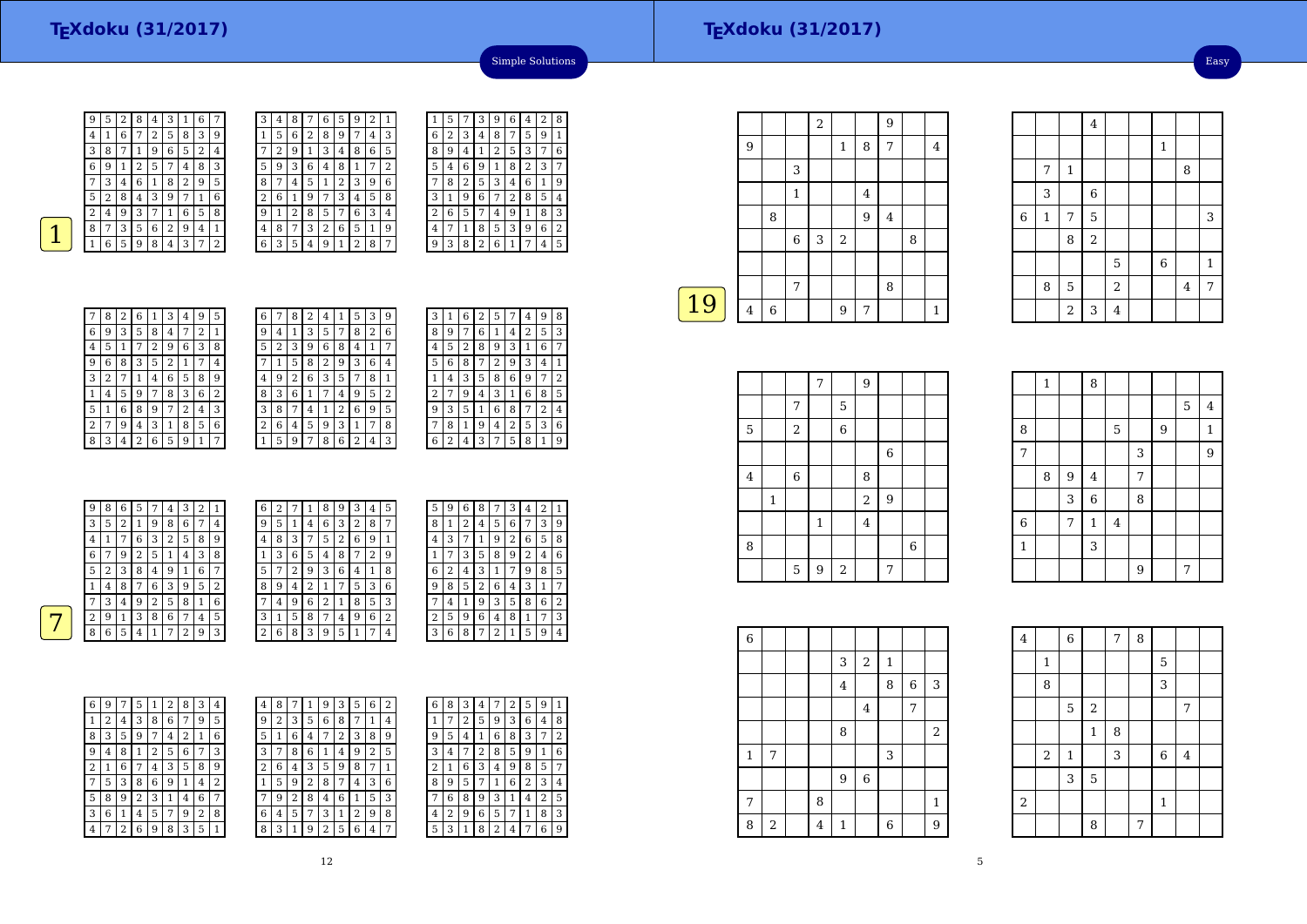# TEXdoku (31/2017)

Simple Solutions

## 1

| 9 | 5 | 2 | 8 | 4 | 3 | 1 | 6 | 7 |
|---|---|---|---|---|---|---|---|---|
| 4 | 1 | 6 | 7 | 2 | 5 | 8 | 3 | 9 |
| 3 | 8 | 7 | 1 | 9 | 6 | 5 | 2 | 4 |
| 6 | 9 | 1 | 2 | 5 | 7 | 4 | 8 | 3 |
| 7 | 3 | 4 | 6 | 1 | 8 | 2 | 9 | 5 |
| 5 | 2 | 8 | 4 | 3 | 9 | 7 | 1 | 6 |
| 2 | 4 | 9 | 3 | 7 | 1 | 6 | 5 | 8 |
| 8 | 7 | 3 | 5 | 6 | 2 | 9 | 4 | 1 |
| 1 | 6 | 5 | 9 | 8 | 4 | 3 | 7 | 2 |

| 3 | 4 | 8 | 7 | 6 | 5 | 9 | 2 | 1 |
|---|---|---|---|---|---|---|---|---|
| 1 | 5 | 6 | 2 | 8 | 9 | 7 | 4 | 3 |
| 7 | 2 | 9 | 1 | 3 | 4 | 8 | 6 | 5 |
| 5 | 9 | 3 | 6 | 4 | 8 | 1 | 7 | 2 |
| 8 | 7 | 4 | 5 | 1 | 2 | 3 | 9 | 6 |
| 2 | 6 | 1 | 9 | 7 | 3 | 4 | 5 | 8 |
| 9 | 1 | 2 | 8 | 5 | 7 | 6 | 3 | 4 |
| 4 | 8 | 7 | 3 | 2 | 6 | 5 | 1 | 9 |
| 6 | 3 | 5 | 4 | 9 | 1 | 2 | 8 | 7 |

| 1 | 5 | 7 | 3 | 9 | 6 | 4 | 2 | 8 |
|---|---|---|---|---|---|---|---|---|
| 6 | 2 | 3 | 4 | 8 | 7 | 5 | 9 | 1 |
| 8 | 9 | 4 | 1 | 2 | 5 | 3 | 7 | 6 |
| 5 | 4 | 6 | 9 | 1 | 8 | 2 | 3 | 7 |
| 7 | 8 | 2 | 5 | 3 | 4 | 6 | 1 | 9 |
| 3 | 1 | 9 | 6 | 7 | 2 | 8 | 5 | 4 |
| 2 | 6 | 5 | 7 | 4 | 9 | 1 | 8 | 3 |
| 4 | 7 | 1 | 8 | 5 | 3 | 9 | 6 | 2 |
| 9 | 3 | 8 | 2 | 6 | 1 | 7 | 4 | 5 |

| 7 | 8 | 2 | 6 | 1 | 3 | 4 | 9 | 5 |
|---|---|---|---|---|---|---|---|---|
| 6 | 9 | 3 | 5 | 8 | 4 | 7 | 2 | 1 |
| 4 | 5 | 1 | 7 | 2 | 9 | 6 | 3 | 8 |
| 9 | 6 | 8 | 3 | 5 | 2 | 1 | 7 | 4 |
| 3 | 2 | 7 | 1 | 4 | 6 | 5 | 8 | 9 |
| 1 | 4 | 5 | 9 | 7 | 8 | 3 | 6 | 2 |
| 5 | 1 | 6 | 8 | 9 | 7 | 2 | 4 | 3 |
| 2 | 7 | 9 | 4 | 3 | 1 | 8 | 5 | 6 |
| 8 | 3 | 4 | 2 | 6 | 5 | 9 | 1 | 7 |

| 6 | 7 | 8 | 2 | 4 | 1 | 5 | 3 | 9 |
|---|---|---|---|---|---|---|---|---|
| 9 | 4 | 1 | 3 | 5 | 7 | 8 | 2 | 6 |
| 5 | 2 | 3 | 9 | 6 | 8 | 4 | 1 | 7 |
| 7 | 1 | 5 | 8 | 2 | 9 | 3 | 6 | 4 |
| 4 | 9 | 2 | 6 | 3 | 5 | 7 | 8 | 1 |
| 8 | 3 | 6 | 1 | 7 | 4 | 9 | 5 | 2 |
| 3 | 8 | 7 | 4 | 1 | 2 | 6 | 9 | 5 |
| 2 | 6 | 4 | 5 | 9 | 3 | 1 | 7 | 8 |
| 1 | 5 | 9 | 7 | 8 | 6 | 2 | 4 | 3 |

| 3 | 1 | 6 | 2 | 5 | 7 | 4 | 9 | 8 |
|---|---|---|---|---|---|---|---|---|
| 8 | 9 | 7 | 6 | 1 | 4 | 2 | 5 | 3 |
| 4 | 5 | 2 | 8 | 9 | 3 | 1 | 6 | 7 |
| 5 | 6 | 8 | 7 | 2 | 9 | 3 | 4 | 1 |
| 1 | 4 | 3 | 5 | 8 | 6 | 9 | 7 | 2 |
| 2 | 7 | 9 | 4 | 3 | 1 | 6 | 8 | 5 |
| 9 | 3 | 5 | 1 | 6 | 8 | 7 | 2 | 4 |
| 7 | 8 | 1 | 9 | 4 | 2 | 5 | 3 | 6 |
| 6 | 2 | 4 | 3 | 7 | 5 | 8 | 1 | 9 |

## 7

| 9 | 8 | 6 | 5 | 7 | 4 | 3 | 2 | 1 |
|---|---|---|---|---|---|---|---|---|
| 3 | 5 | 2 | 1 | 9 | 8 | 6 | 7 | 4 |
| 4 | 1 | 7 | 6 | 3 | 2 | 5 | 8 | 9 |
| 6 | 7 | 9 | 2 | 5 | 1 | 4 | 3 | 8 |
| 5 | 2 | 3 | 8 | 4 | 9 | 1 | 6 | 7 |
| 1 | 4 | 8 | 7 | 6 | 3 | 9 | 5 | 2 |
| 7 | 3 | 4 | 9 | 2 | 5 | 8 | 1 | 6 |
| 2 | 9 | 1 | 3 | 8 | 6 | 7 | 4 | 5 |
| 8 | 6 | 5 | 4 | 1 | 7 | 2 | 9 | 3 |

| 6 | 2 | 7 | 1 | 8 | 9 | 3 | 4 | 5 |
|---|---|---|---|---|---|---|---|---|
| 9 | 5 | 1 | 4 | 6 | 3 | 2 | 8 | 7 |
| 4 | 8 | 3 | 7 | 5 | 2 | 6 | 9 | 1 |
| 1 | 3 | 6 | 5 | 4 | 8 | 7 | 2 | 9 |
| 5 | 7 | 2 | 9 | 3 | 6 | 4 | 1 | 8 |
| 8 | 9 | 4 | 2 | 1 | 7 | 5 | 3 | 6 |
| 7 | 4 | 9 | 6 | 2 | 1 | 8 | 5 | 3 |
| 3 | 1 | 5 | 8 | 7 | 4 | 9 | 6 | 2 |
| 2 | 6 | 8 | 3 | 9 | 5 | 1 | 7 | 4 |

| 5 | 9 | 6 | 8 | 7 | 3 | 4 | 2 | 1 |
|---|---|---|---|---|---|---|---|---|
| 8 | 1 | 2 | 4 | 5 | 6 | 7 | 3 | 9 |
| 4 | 3 | 7 | 1 | 9 | 2 | 6 | 5 | 8 |
| 1 | 7 | 3 | 5 | 8 | 9 | 2 | 4 | 6 |
| 6 | 2 | 4 | 3 | 1 | 7 | 9 | 8 | 5 |
| 9 | 8 | 5 | 2 | 6 | 4 | 3 | 1 | 7 |
| 7 | 4 | 1 | 9 | 3 | 5 | 8 | 6 | 2 |
| 2 | 5 | 9 | 6 | 4 | 8 | 1 | 7 | 3 |
| 3 | 6 | 8 | 7 | 2 | 1 | 5 | 9 | 4 |

| 6 | 9 | 7 | 5 | 1 | 2 | 8 | 3 | 4 |
|---|---|---|---|---|---|---|---|---|
| 1 | 2 | 4 | 3 | 8 | 6 | 7 | 9 | 5 |
| 8 | 3 | 5 | 9 | 7 | 4 | 2 | 1 | 6 |
| 9 | 4 | 8 | 1 | 2 | 5 | 6 | 7 | 3 |
| 2 | 1 | 6 | 7 | 4 | 3 | 5 | 8 | 9 |
| 7 | 5 | 3 | 8 | 6 | 9 | 1 | 4 | 2 |
| 5 | 8 | 9 | 2 | 3 | 1 | 4 | 6 | 7 |
| 3 | 6 | 1 | 4 | 5 | 7 | 9 | 2 | 8 |
| 4 | 7 | 2 | 6 | 9 | 8 | 3 | 5 | 1 |

| 4 | 8 | 7 | 1 | 9 | 3 | 5 | 6 | 2 |
|---|---|---|---|---|---|---|---|---|
| 9 | 2 | 3 | 5 | 6 | 8 | 7 | 1 | 4 |
| 5 | 1 | 6 | 4 | 7 | 2 | 3 | 8 | 9 |
| 3 | 7 | 8 | 6 | 1 | 4 | 9 | 2 | 5 |
| 2 | 6 | 4 | 3 | 5 | 9 | 8 | 7 | 1 |
| 1 | 5 | 9 | 2 | 8 | 7 | 4 | 3 | 6 |
| 7 | 9 | 2 | 8 | 4 | 6 | 1 | 5 | 3 |
| 6 | 4 | 5 | 7 | 3 | 1 | 2 | 9 | 8 |
| 8 | 3 | 1 | 9 | 2 | 5 | 6 | 4 | 7 |

| 6 | 8 | 3 | 4 | 7 | 2 | 5 | 9 | 1 |
|---|---|---|---|---|---|---|---|---|
| 1 | 7 | 2 | 5 | 9 | 3 | 6 | 4 | 8 |
| 9 | 5 | 4 | 1 | 6 | 8 | 3 | 7 | 2 |
| 3 | 4 | 7 | 2 | 8 | 5 | 9 | 1 | 6 |
| 2 | 1 | 6 | 3 | 4 | 9 | 8 | 5 | 7 |
| 8 | 9 | 5 | 7 | 1 | 6 | 2 | 3 | 4 |
| 7 | 6 | 8 | 9 | 3 | 1 | 4 | 2 | 5 |
| 4 | 2 | 9 | 6 | 5 | 7 | 1 | 8 | 3 |
| 5 | 3 | 1 | 8 | 2 | 4 | 7 | 6 | 9 |

# TEXdoku (31/2017)

Easy

## 19

|   |   |   | 2 |   |   | 9 |   |   |
|---|---|---|---|---|---|---|---|---|
| 9 |   |   |   | 1 | 8 | 7 |   | 4 |
|   |   | 3 |   |   |   |   |   |   |
|   |   | 1 |   |   | 4 |   |   |   |
|   | 8 |   |   |   | 9 | 4 |   |   |
|   |   | 6 | 3 | 2 |   |   | 8 |   |
|   |   |   |   |   |   |   |   |   |
|   |   | 7 |   |   |   | 8 |   |   |
| 4 | 6 |   |   | 9 | 7 |   |   | 1 |

|   |   |   | 4 |   |   |   |   |   |
|---|---|---|---|---|---|---|---|---|
|   |   |   |   |   |   | 1 |   |   |
|   | 7 | 1 |   |   |   |   | 8 |   |
|   | 3 |   | 6 |   |   |   |   |   |
| 6 | 1 | 7 | 5 |   |   |   |   | 3 |
|   |   | 8 | 2 |   |   |   |   |   |
|   |   |   |   | 5 |   | 6 |   | 1 |
|   | 8 | 5 |   | 2 |   |   | 4 | 7 |
|   |   | 2 | 3 | 4 |   |   |   |   |

|   |   |   | 7 |   | 9 |   |   |   |
|---|---|---|---|---|---|---|---|---|
|   |   | 7 |   | 5 |   |   |   |   |
| 5 |   | 2 |   | 6 |   |   |   |   |
|   |   |   |   |   |   | 6 |   |   |
| 4 |   | 6 |   |   | 8 |   |   |   |
|   | 1 |   |   |   | 2 | 9 |   |   |
|   |   |   | 1 |   | 4 |   |   |   |
| 8 |   |   |   |   |   |   | 6 |   |
|   |   | 5 | 9 | 2 |   | 7 |   |   |

|   | 1 |   | 8 |   |   |   |   |   |
|---|---|---|---|---|---|---|---|---|
|   |   |   |   |   |   |   | 5 | 4 |
| 8 |   |   |   | 5 |   | 9 |   | 1 |
| 7 |   |   |   |   | 3 |   |   | 9 |
|   | 8 | 9 | 4 |   | 7 |   |   |   |
|   |   | 3 | 6 |   | 8 |   |   |   |
| 6 |   | 7 | 1 | 4 |   |   |   |   |
| 1 |   |   | 3 |   |   |   |   |   |
|   |   |   |   |   | 9 |   | 7 |   |

| 6 |   |   |   |   |   |   |   |   |
|---|---|---|---|---|---|---|---|---|
|   |   |   |   | 3 | 2 | 1 |   |   |
|   |   |   |   | 4 |   | 8 | 6 | 3 |
|   |   |   |   |   | 4 |   | 7 |   |
|   |   |   |   | 8 |   |   |   | 2 |
| 1 | 7 |   |   |   |   | 3 |   |   |
|   |   |   |   | 9 | 6 |   |   |   |
| 7 |   |   | 8 |   |   |   |   | 1 |
| 8 | 2 |   | 4 | 1 |   | 6 |   | 9 |

| 4 |   | 6 |   | 7 | 8 |   |   |   |
|---|---|---|---|---|---|---|---|---|
|   | 1 |   |   |   |   | 5 |   |   |
|   | 8 |   |   |   |   | 3 |   |   |
|   |   | 5 | 2 |   |   |   | 7 |   |
|   |   |   | 1 | 8 |   |   |   |   |
|   | 2 | 1 |   | 3 |   | 6 | 4 |   |
|   |   | 3 | 5 |   |   |   |   |   |
| 2 |   |   |   |   |   | 1 |   |   |
|   |   |   | 8 |   | 7 |   |   |   |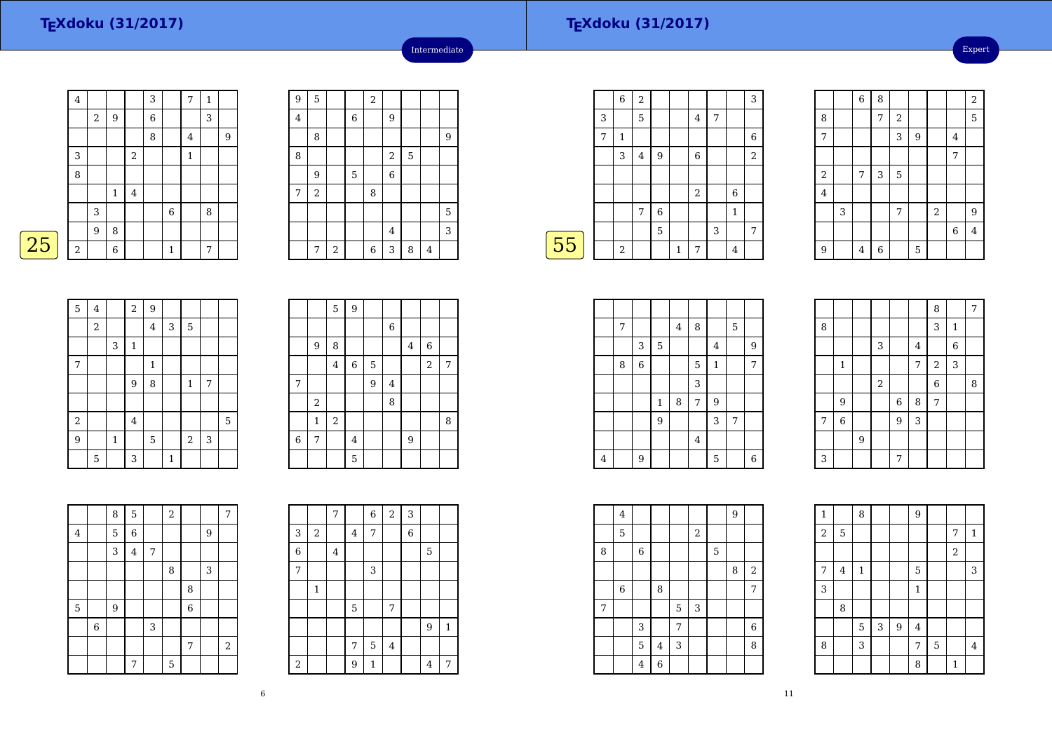# TEXdoku (31/2017)

Intermediate

25

| 4 | | | | 3 | | 7 | 1 | |
|---|---|---|---|---|---|---|---|---|
| | 2 | 9 | | 6 | | | 3 | |
| | | | | 8 | | 4 | | 9 |
| 3 | | | 2 | | | 1 | | |
| 8 | | | | | | | | |
| | | 1 | 4 | | | | | |
| | 3 | | | | 6 | | 8 | |
| | 9 | 8 | | | | | | |
| 2 | | 6 | | | 1 | | 7 | |

| 9 | 5 | | | 2 | | | | |
|---|---|---|---|---|---|---|---|---|
| 4 | | | 6 | | 9 | | | |
| | 8 | | | | | | | 9 |
| 8 | | | | | 2 | 5 | | |
| | 9 | | 5 | | 6 | | | |
| 7 | 2 | | | 8 | | | | |
| | | | | | | | | 5 |
| | | | | | 4 | | | 3 |
| | 7 | 2 | | 6 | 3 | 8 | 4 | |

| 5 | 4 | | 2 | 9 | | | | |
|---|---|---|---|---|---|---|---|---|
| | 2 | | | 4 | 3 | 5 | | |
| | | 3 | 1 | | | | | |
| 7 | | | | 1 | | | | |
| | | | 9 | 8 | | 1 | 7 | |
| | | | | | | | | |
| 2 | | | 4 | | | | | 5 |
| 9 | | 1 | | 5 | | 2 | 3 | |
| | 5 | | 3 | | 1 | | | |

| | | 5 | 9 | | | | | |
|---|---|---|---|---|---|---|---|---|
| | | | | | 6 | | | |
| | 9 | 8 | | | | 4 | 6 | |
| | | 4 | 6 | 5 | | | 2 | 7 |
| 7 | | | | 9 | 4 | | | |
| | 2 | | | | 8 | | | |
| | 1 | 2 | | | | | | 8 |
| 6 | 7 | | 4 | | | 9 | | |
| | | | 5 | | | | | |

| | | 8 | 5 | | 2 | | | 7 |
|---|---|---|---|---|---|---|---|---|
| 4 | | 5 | 6 | | | | 9 | |
| | | 3 | 4 | 7 | | | | |
| | | | | | 8 | | 3 | |
| | | | | | | 8 | | |
| 5 | | 9 | | | | 6 | | |
| | 6 | | | 3 | | | | |
| | | | | | | 7 | | 2 |
| | | | 7 | | 5 | | | |

| | | 7 | | 6 | 2 | 3 | | |
|---|---|---|---|---|---|---|---|---|
| 3 | 2 | | 4 | 7 | | 6 | | |
| 6 | | 4 | | | | | 5 | |
| 7 | | | | 3 | | | | |
| | 1 | | | | | | | |
| | | | 5 | | 7 | | | |
| | | | | | | | 9 | 1 |
| | | | 7 | 5 | 4 | | | |
| 2 | | | 9 | 1 | | | 4 | 7 |

# TEXdoku (31/2017)

Expert

55

| | 6 | 2 | | | | | | 3 |
|---|---|---|---|---|---|---|---|---|
| 3 | | 5 | | | 4 | 7 | | |
| 7 | 1 | | | | | | | 6 |
| | 3 | 4 | 9 | | 6 | | | 2 |
| | | | | | | | | |
| | | | | | 2 | | 6 | |
| | | 7 | 6 | | | | 1 | |
| | | | 5 | | | 3 | | 7 |
| | 2 | | | 1 | 7 | | 4 | |

| | | 6 | 8 | | | | | 2 |
|---|---|---|---|---|---|---|---|---|
| 8 | | | 7 | 2 | | | | 5 |
| 7 | | | | 3 | 9 | | 4 | |
| | | | | | | | 7 | |
| 2 | | 7 | 3 | 5 | | | | |
| 4 | | | | | | | | |
| | 3 | | | 7 | | 2 | | 9 |
| | | | | | | | 6 | 4 |
| 9 | | 4 | 6 | | 5 | | | |

| | | | | | | | | |
|---|---|---|---|---|---|---|---|---|
| | 7 | | | 4 | 8 | | 5 | |
| | | 3 | 5 | | | 4 | | 9 |
| | 8 | 6 | | | 5 | 1 | | 7 |
| | | | | | 3 | | | |
| | | | 1 | 8 | 7 | 9 | | |
| | | | 9 | | | 3 | 7 | |
| | | | | | 4 | | | |
| 4 | | 9 | | | | 5 | | 6 |

| | | | | | | 8 | | 7 |
|---|---|---|---|---|---|---|---|---|
| 8 | | | | | | 3 | 1 | |
| | | | 3 | | 4 | | 6 | |
| | 1 | | | | 7 | 2 | 3 | |
| | | | 2 | | | 6 | | 8 |
| | 9 | | | 6 | 8 | 7 | | |
| 7 | 6 | | | 9 | 3 | | | |
| | | 9 | | | | | | |
| 3 | | | | 7 | | | | |

| | 4 | | | | | | 9 | |
|---|---|---|---|---|---|---|---|---|
| | 5 | | | | 2 | | | |
| 8 | | 6 | | | | 5 | | |
| | | | | | | | 8 | 2 |
| | 6 | | 8 | | | | | 7 |
| 7 | | | | 5 | 3 | | | |
| | | 3 | | 7 | | | | 6 |
| | | 5 | 4 | 3 | | | | 8 |
| | | 4 | 6 | | | | | |

| 1 | | 8 | | | 9 | | | |
|---|---|---|---|---|---|---|---|---|
| 2 | 5 | | | | | | 7 | 1 |
| | | | | | | | 2 | |
| 7 | 4 | 1 | | | 5 | | | 3 |
| 3 | | | | | 1 | | | |
| | 8 | | | | | | | |
| | | 5 | 3 | 9 | 4 | | | |
| 8 | | 3 | | | 7 | 5 | | 4 |
| | | | | | 8 | | 1 | |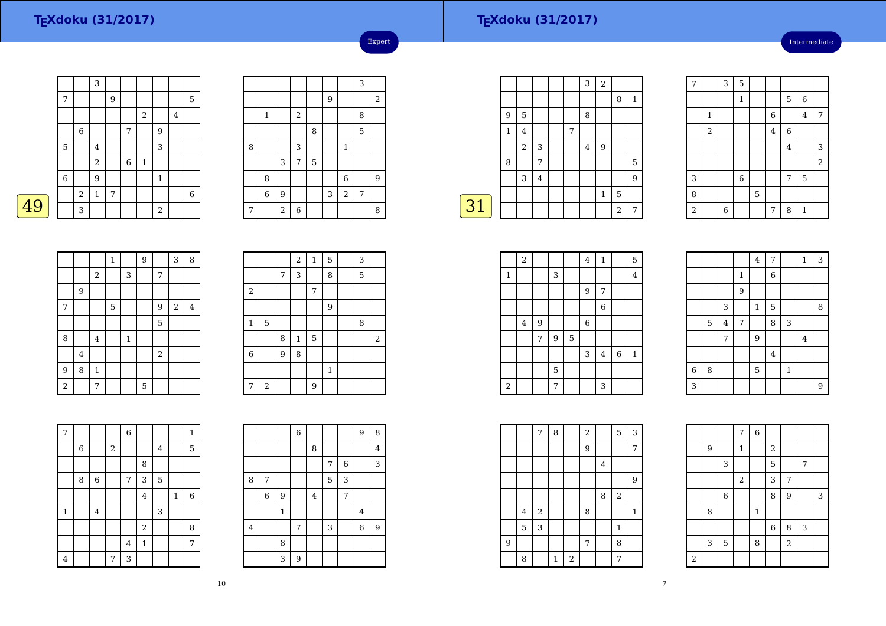# TEXdoku (31/2017)

Expert

49

| | | | | | | | | |
|---|---|---|---|---|---|---|---|---|
| | | 3 | | | | | | |
| 7 | | | 9 | | | | | 5 |
| | | | | | 2 | | 4 | |
| | 6 | | | 7 | | 9 | | |
| 5 | | 4 | | | | 3 | | |
| | | 2 | | 6 | 1 | | | |
| 6 | | 9 | | | | 1 | | |
| | 2 | 1 | 7 | | | | | 6 |
| | 3 | | | | | 2 | | |

| | | | | | | | | |
|---|---|---|---|---|---|---|---|---|
| | | | | | | | 3 | |
| | | | | | 9 | | | 2 |
| | 1 | | 2 | | | | 8 | |
| | | | | 8 | | | 5 | |
| 8 | | | 3 | | | 1 | | |
| | | 3 | 7 | 5 | | | | |
| | 8 | | | | | 6 | | 9 |
| | 6 | 9 | | | 3 | 2 | 7 | |
| 7 | | 2 | 6 | | | | | 8 |

| | | | | | | | | |
|---|---|---|---|---|---|---|---|---|
| | | | 1 | | 9 | | 3 | 8 |
| | | 2 | | 3 | | 7 | | |
| | 9 | | | | | | | |
| 7 | | | 5 | | | 9 | 2 | 4 |
| | | | | | | 5 | | |
| 8 | | 4 | | 1 | | | | |
| | 4 | | | | | 2 | | |
| 9 | 8 | 1 | | | | | | |
| 2 | | 7 | | | 5 | | | |

| | | | | | | | | |
|---|---|---|---|---|---|---|---|---|
| | | | 2 | 1 | 5 | | 3 | |
| | | 7 | 3 | | 8 | | 5 | |
| 2 | | | | 7 | | | | |
| | | | | | 9 | | | |
| 1 | 5 | | | | | | 8 | |
| | | 8 | 1 | 5 | | | | 2 |
| 6 | | 9 | 8 | | | | | |
| | | | | | 1 | | | |
| 7 | 2 | | | 9 | | | | |

| | | | | | | | | |
|---|---|---|---|---|---|---|---|---|
| 7 | | | | 6 | | | | 1 |
| | 6 | | 2 | | | 4 | | 5 |
| | | | | | 8 | | | |
| | 8 | 6 | | 7 | 3 | 5 | | |
| | | | | | 4 | | 1 | 6 |
| 1 | | 4 | | | | 3 | | |
| | | | | | 2 | | | 8 |
| | | | | 4 | 1 | | | 7 |
| 4 | | | 7 | 3 | | | | |

| | | | | | | | | |
|---|---|---|---|---|---|---|---|---|
| | | | 6 | | | | 9 | 8 |
| | | | | 8 | | | | 4 |
| | | | | | 7 | 6 | | 3 |
| 8 | 7 | | | | 5 | 3 | | |
| | 6 | 9 | | 4 | | 7 | | |
| | | 1 | | | | | 4 | |
| 4 | | | 7 | | 3 | | 6 | 9 |
| | | 8 | | | | | | |
| | | 3 | 9 | | | | | |

# TEXdoku (31/2017)

Intermediate

31

| | | | | | | | | |
|---|---|---|---|---|---|---|---|---|
| | | | | | 3 | 2 | | |
| | | | | | | | 8 | 1 |
| 9 | 5 | | | | 8 | | | |
| 1 | 4 | | | 7 | | | | |
| | 2 | 3 | | | 4 | 9 | | |
| 8 | | 7 | | | | | | 5 |
| | 3 | 4 | | | | | | 9 |
| | | | | | | 1 | 5 | |
| | | | | | | | 2 | 7 |

| | | | | | | | | |
|---|---|---|---|---|---|---|---|---|
| 7 | | 3 | 5 | | | | | |
| | | | 1 | | | 5 | 6 | |
| | 1 | | | | 6 | | 4 | 7 |
| | 2 | | | | 4 | 6 | | |
| | | | | | | 4 | | 3 |
| | | | | | | | | 2 |
| 3 | | | 6 | | | 7 | 5 | |
| 8 | | | | 5 | | | | |
| 2 | | 6 | | | 7 | 8 | 1 | |

| | | | | | | | | |
|---|---|---|---|---|---|---|---|---|
| | 2 | | | | 4 | 1 | | 5 |
| 1 | | | 3 | | | | | 4 |
| | | | | | 9 | 7 | | |
| | | | | | | 6 | | |
| | 4 | 9 | | | 6 | | | |
| | | 7 | 9 | 5 | | | | |
| | | | | | 3 | 4 | 6 | 1 |
| | | | 5 | | | | | |
| 2 | | | 7 | | | 3 | | |

| | | | | | | | | |
|---|---|---|---|---|---|---|---|---|
| | | | | 4 | 7 | | 1 | 3 |
| | | | 1 | | 6 | | | |
| | | | 9 | | | | | |
| | | 3 | | 1 | 5 | | | 8 |
| | 5 | 4 | 7 | | 8 | 3 | | |
| | | 7 | | 9 | | | 4 | |
| | | | | | 4 | | | |
| 6 | 8 | | | 5 | | 1 | | |
| 3 | | | | | | | | 9 |

| | | | | | | | | |
|---|---|---|---|---|---|---|---|---|
| | | 7 | 8 | | 2 | | 5 | 3 |
| | | | | | 9 | | | 7 |
| | | | | | | 4 | | |
| | | | | | | | | 9 |
| | | | | | | 8 | 2 | |
| | 4 | 2 | | | 8 | | | 1 |
| | 5 | 3 | | | | | 1 | |
| 9 | | | | | 7 | | 8 | |
| | 8 | | 1 | 2 | | | 7 | |

| | | | | | | | | |
|---|---|---|---|---|---|---|---|---|
| | | | 7 | 6 | | | | |
| | 9 | | 1 | | 2 | | | |
| | | 3 | | | 5 | | 7 | |
| | | | 2 | | 3 | 7 | | |
| | | 6 | | | 8 | 9 | | 3 |
| | 8 | | | 1 | | | | |
| | | | | | 6 | 8 | 3 | |
| | 3 | 5 | | 8 | | 2 | | |
| 2 | | | | | | | | |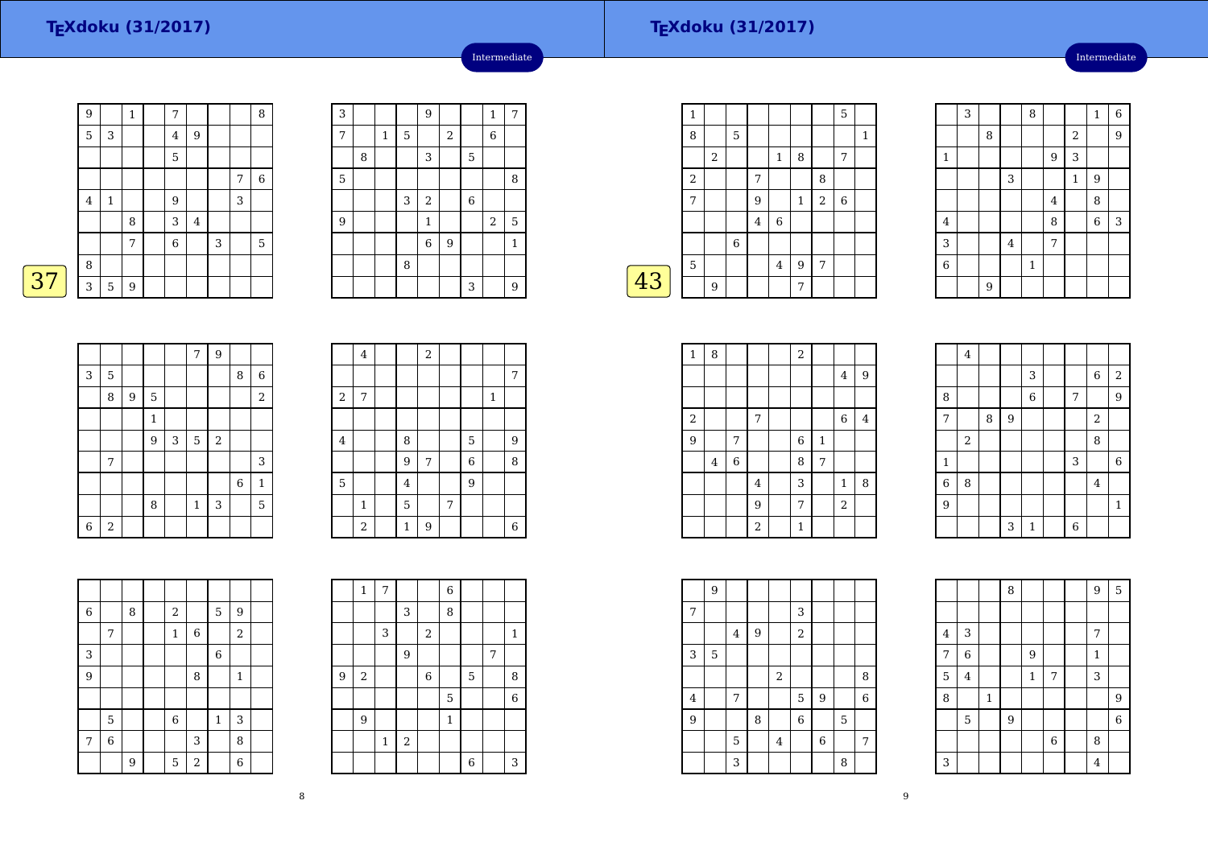# TEXdoku (31/2017)

Intermediate

37

| | | | | | | | | |
|---|---|---|---|---|---|---|---|---|
| 9 | | 1 | | 7 | | | | 8 |
| 5 | 3 | | | 4 | 9 | | | |
| | | | | 5 | | | | |
| | | | | | | | 7 | 6 |
| 4 | 1 | | | 9 | | | 3 | |
| | | 8 | | 3 | 4 | | | |
| | | 7 | | 6 | | 3 | | 5 |
| 8 | | | | | | | | |
| 3 | 5 | 9 | | | | | | |

| | | | | | | | | |
|---|---|---|---|---|---|---|---|---|
| 3 | | | | 9 | | | 1 | 7 |
| 7 | | 1 | 5 | | 2 | | 6 | |
| | 8 | | | 3 | | 5 | | |
| 5 | | | | | | | | 8 |
| | | | 3 | 2 | | 6 | | |
| 9 | | | | 1 | | | 2 | 5 |
| | | | | 6 | 9 | | | 1 |
| | | | 8 | | | | | |
| | | | | | | 3 | | 9 |

| | | | | | | | | |
|---|---|---|---|---|---|---|---|---|
| | | | | | 7 | 9 | | |
| 3 | 5 | | | | | | 8 | 6 |
| | 8 | 9 | 5 | | | | | 2 |
| | | | 1 | | | | | |
| | | | 9 | 3 | 5 | 2 | | |
| | 7 | | | | | | | 3 |
| | | | | | | | 6 | 1 |
| | | | 8 | | 1 | 3 | | 5 |
| 6 | 2 | | | | | | | |

| | | | | | | | | |
|---|---|---|---|---|---|---|---|---|
| | 4 | | | 2 | | | | |
| | | | | | | | | 7 |
| 2 | 7 | | | | | | 1 | |
| | | | | | | | | |
| 4 | | | 8 | | | 5 | | 9 |
| | | | 9 | 7 | | 6 | | 8 |
| 5 | | | 4 | | | 9 | | |
| | 1 | | 5 | | 7 | | | |
| | 2 | | 1 | 9 | | | | 6 |

| | | | | | | | | |
|---|---|---|---|---|---|---|---|---|
| | | | | | | | | |
| 6 | | 8 | | 2 | | 5 | 9 | |
| | 7 | | | 1 | 6 | | 2 | |
| 3 | | | | | | 6 | | |
| 9 | | | | | 8 | | 1 | |
| | | | | | | | | |
| | 5 | | | 6 | | 1 | 3 | |
| 7 | 6 | | | | 3 | | 8 | |
| | | 9 | | 5 | 2 | | 6 | |

| | | | | | | | | |
|---|---|---|---|---|---|---|---|---|
| | 1 | 7 | | | 6 | | | |
| | | | 3 | | 8 | | | |
| | | 3 | | 2 | | | | 1 |
| | | | 9 | | | | 7 | |
| 9 | 2 | | | 6 | | 5 | | 8 |
| | | | | | 5 | | | 6 |
| | 9 | | | | 1 | | | |
| | | 1 | 2 | | | | | |
| | | | | | | 6 | | 3 |

# TEXdoku (31/2017)

Intermediate

43

| | | | | | | | | |
|---|---|---|---|---|---|---|---|---|
| 1 | | | | | | | 5 | |
| 8 | | 5 | | | | | | 1 |
| | 2 | | | 1 | 8 | | 7 | |
| 2 | | | 7 | | | 8 | | |
| 7 | | | 9 | | 1 | 2 | 6 | |
| | | | 4 | 6 | | | | |
| | | 6 | | | | | | |
| 5 | | | | 4 | 9 | 7 | | |
| | 9 | | | | 7 | | | |

| | | | | | | | | |
|---|---|---|---|---|---|---|---|---|
| | 3 | | | 8 | | | 1 | 6 |
| | | 8 | | | | 2 | | 9 |
| 1 | | | | | 9 | 3 | | |
| | | | 3 | | | 1 | 9 | |
| | | | | | 4 | | 8 | |
| 4 | | | | | 8 | | 6 | 3 |
| 3 | | | 4 | | 7 | | | |
| 6 | | | | 1 | | | | |
| | | 9 | | | | | | |

| | | | | | | | | |
|---|---|---|---|---|---|---|---|---|
| 1 | 8 | | | | 2 | | | |
| | | | | | | | 4 | 9 |
| | | | | | | | | |
| 2 | | | 7 | | | | 6 | 4 |
| 9 | | 7 | | | 6 | 1 | | |
| | 4 | 6 | | | 8 | 7 | | |
| | | | 4 | | 3 | | 1 | 8 |
| | | | 9 | | 7 | | 2 | |
| | | | 2 | | 1 | | | |

| | | | | | | | | |
|---|---|---|---|---|---|---|---|---|
| | 4 | | | | | | | |
| | | | | 3 | | | 6 | 2 |
| 8 | | | | 6 | | 7 | | 9 |
| 7 | | 8 | 9 | | | | 2 | |
| | 2 | | | | | | 8 | |
| 1 | | | | | | 3 | | 6 |
| 6 | 8 | | | | | | 4 | |
| 9 | | | | | | | | 1 |
| | | | 3 | 1 | | 6 | | |

| | | | | | | | | |
|---|---|---|---|---|---|---|---|---|
| | 9 | | | | | | | |
| 7 | | | | | 3 | | | |
| | | 4 | 9 | | 2 | | | |
| 3 | 5 | | | | | | | |
| | | | | 2 | | | | 8 |
| 4 | | 7 | | | 5 | 9 | | 6 |
| 9 | | | 8 | | 6 | | 5 | |
| | | 5 | | 4 | | 6 | | 7 |
| | | 3 | | | | | 8 | |

| | | | | | | | | |
|---|---|---|---|---|---|---|---|---|
| | | | 8 | | | | 9 | 5 |
| | | | | | | | | |
| 4 | 3 | | | | | | 7 | |
| 7 | 6 | | | 9 | | | 1 | |
| 5 | 4 | | | 1 | 7 | | 3 | |
| 8 | | 1 | | | | | | 9 |
| | 5 | | 9 | | | | | 6 |
| | | | | | 6 | | 8 | |
| 3 | | | | | | | 4 | |